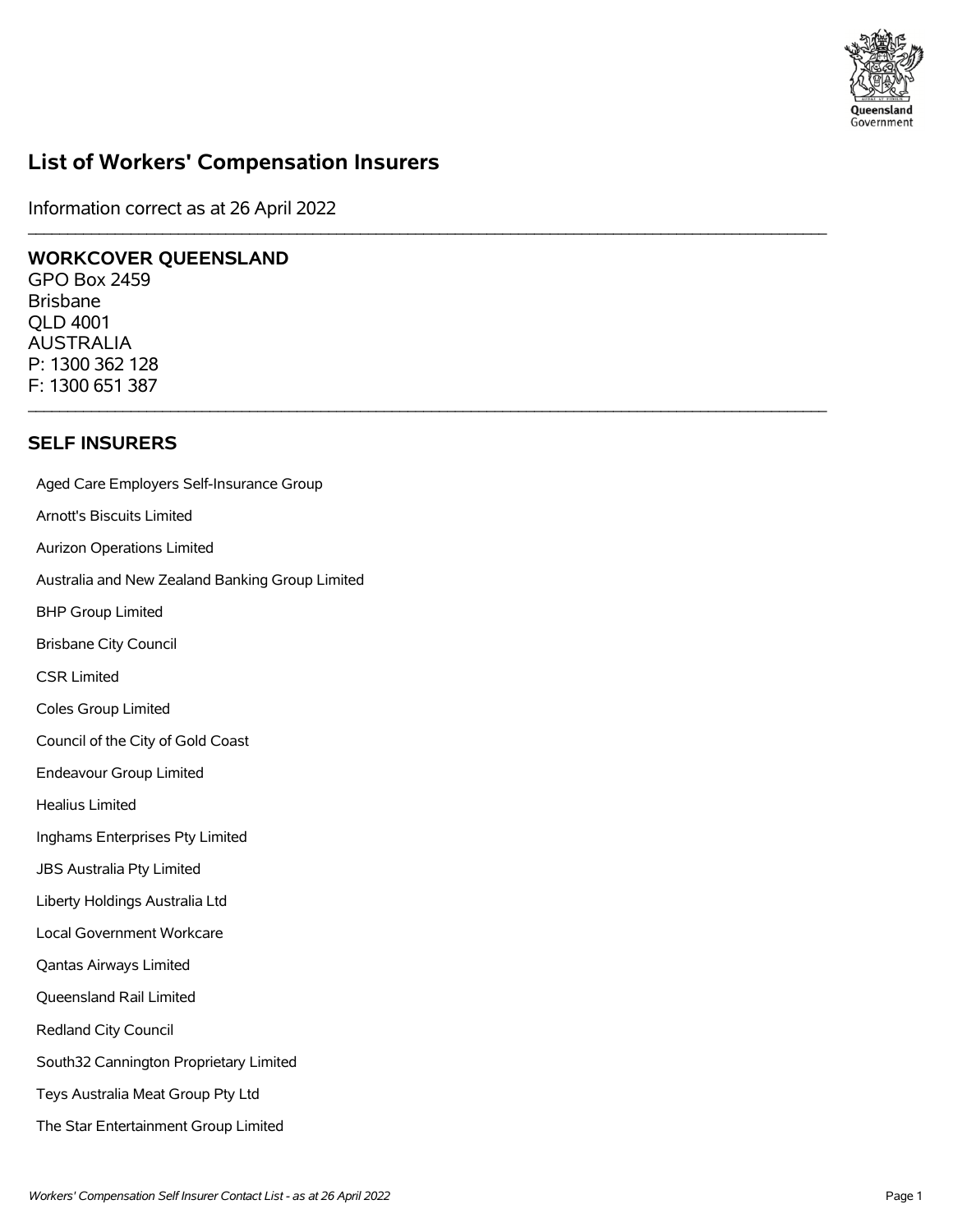# List of Workers' Compensation Insurers

Information correct as at 26 April 2022

---

**WORKCOVER QUEENSLAND**
GPO Box 2459
Brisbane
QLD 4001
AUSTRALIA
P: 1300 362 128
F: 1300 651 387

---

## SELF INSURERS

Aged Care Employers Self-Insurance Group

Arnott's Biscuits Limited

Aurizon Operations Limited

Australia and New Zealand Banking Group Limited

BHP Group Limited

Brisbane City Council

CSR Limited

Coles Group Limited

Council of the City of Gold Coast

Endeavour Group Limited

Healius Limited

Inghams Enterprises Pty Limited

JBS Australia Pty Limited

Liberty Holdings Australia Ltd

Local Government Workcare

Qantas Airways Limited

Queensland Rail Limited

Redland City Council

South32 Cannington Proprietary Limited

Teys Australia Meat Group Pty Ltd

The Star Entertainment Group Limited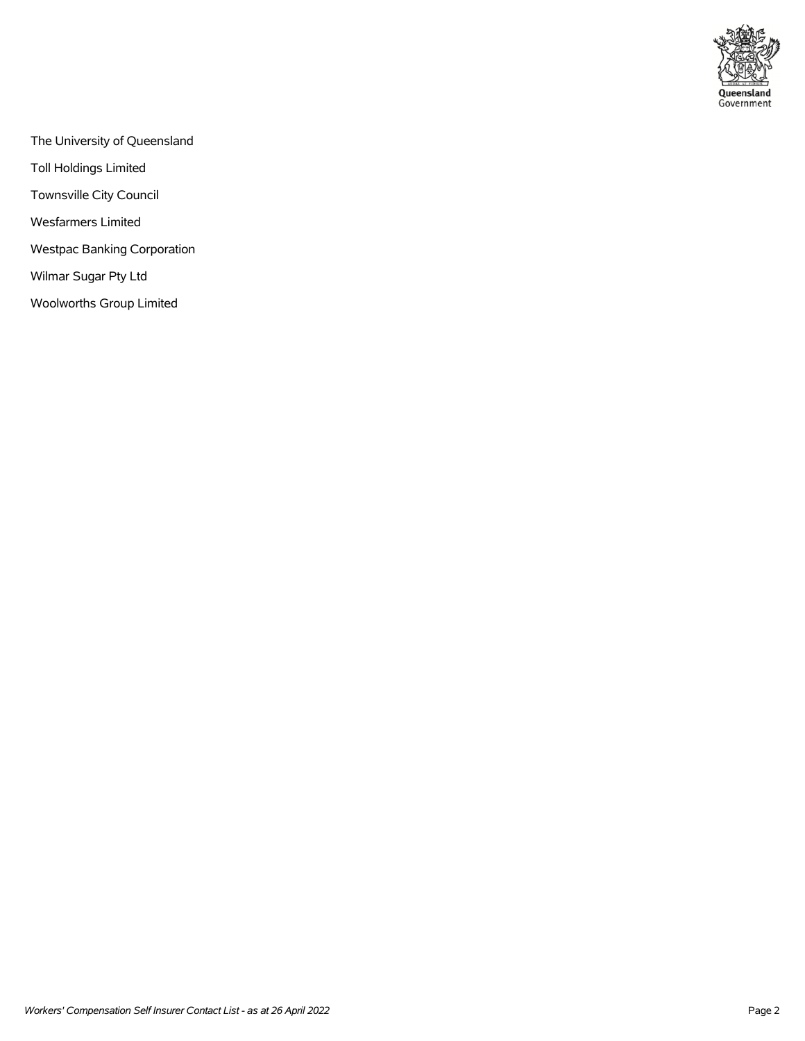The University of Queensland

Toll Holdings Limited

Townsville City Council

Wesfarmers Limited

Westpac Banking Corporation

Wilmar Sugar Pty Ltd

Woolworths Group Limited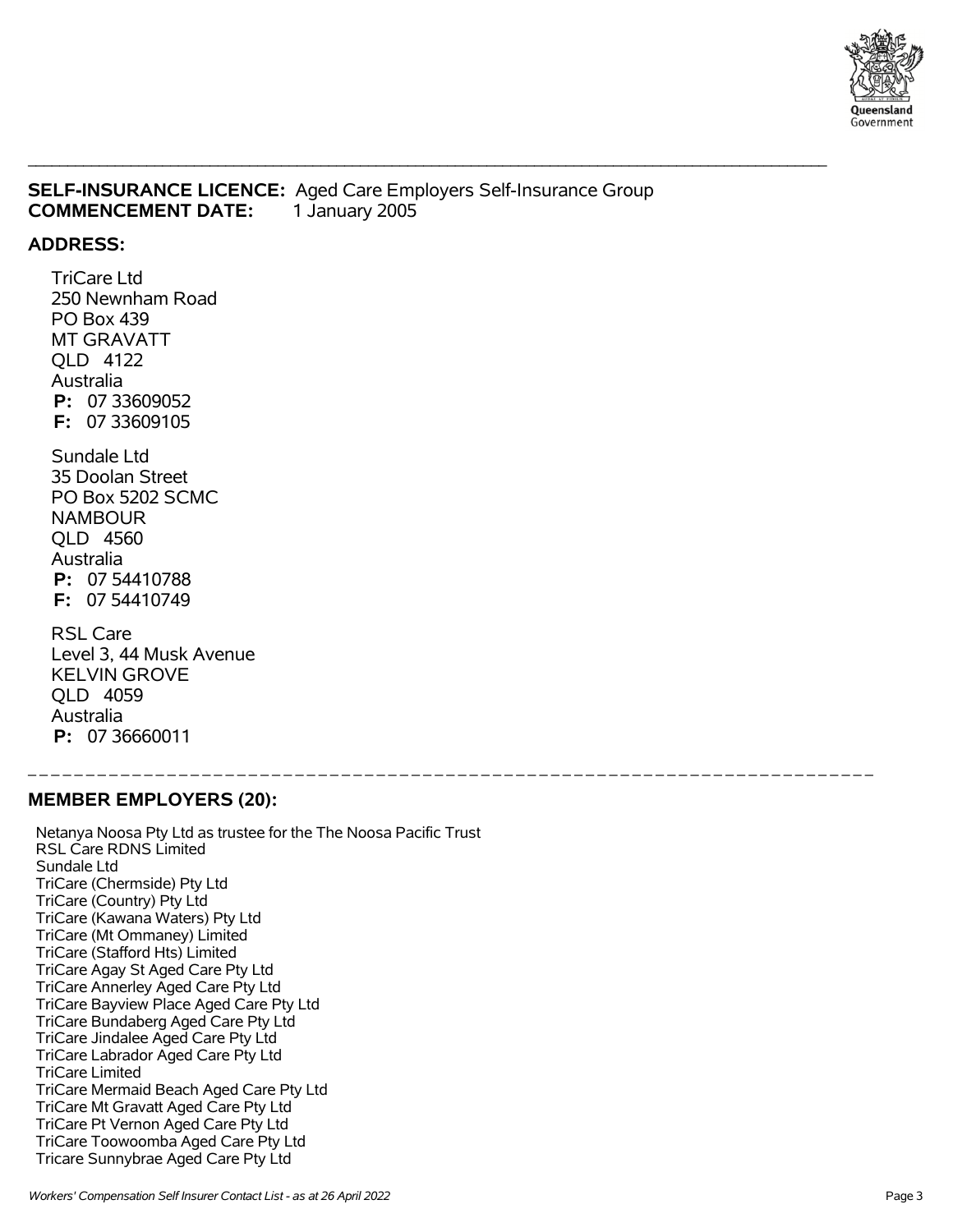**SELF-INSURANCE LICENCE:** Aged Care Employers Self-Insurance Group
**COMMENCEMENT DATE:** 1 January 2005

**ADDRESS:**

TriCare Ltd
250 Newnham Road
PO Box 439
MT GRAVATT
QLD 4122
Australia
**P:** 07 33609052
**F:** 07 33609105

Sundale Ltd
35 Doolan Street
PO Box 5202 SCMC
NAMBOUR
QLD 4560
Australia
**P:** 07 54410788
**F:** 07 54410749

RSL Care
Level 3, 44 Musk Avenue
KELVIN GROVE
QLD 4059
Australia
**P:** 07 36660011

---

**MEMBER EMPLOYERS (20):**

Netanya Noosa Pty Ltd as trustee for the The Noosa Pacific Trust
RSL Care RDNS Limited
Sundale Ltd
TriCare (Chermside) Pty Ltd
TriCare (Country) Pty Ltd
TriCare (Kawana Waters) Pty Ltd
TriCare (Mt Ommaney) Limited
TriCare (Stafford Hts) Limited
TriCare Agay St Aged Care Pty Ltd
TriCare Annerley Aged Care Pty Ltd
TriCare Bayview Place Aged Care Pty Ltd
TriCare Bundaberg Aged Care Pty Ltd
TriCare Jindalee Aged Care Pty Ltd
TriCare Labrador Aged Care Pty Ltd
TriCare Limited
TriCare Mermaid Beach Aged Care Pty Ltd
TriCare Mt Gravatt Aged Care Pty Ltd
TriCare Pt Vernon Aged Care Pty Ltd
TriCare Toowoomba Aged Care Pty Ltd
Tricare Sunnybrae Aged Care Pty Ltd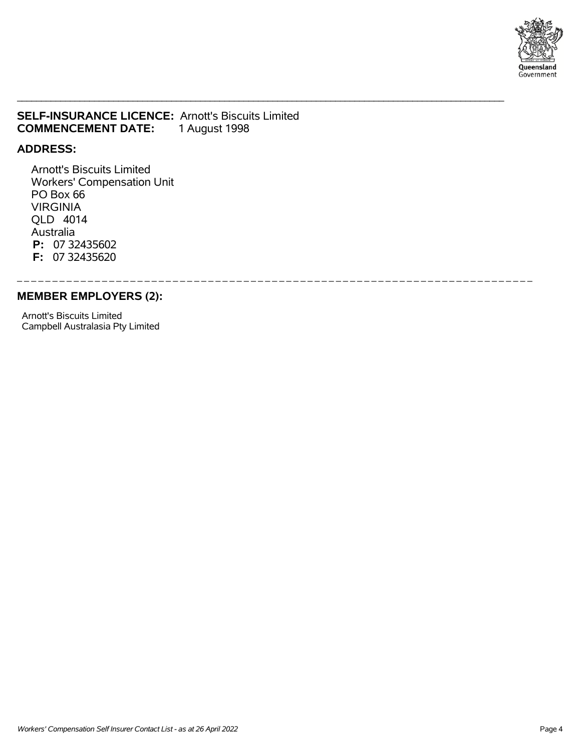**SELF-INSURANCE LICENCE:** Arnott's Biscuits Limited
**COMMENCEMENT DATE:** 1 August 1998

**ADDRESS:**

Arnott's Biscuits Limited
Workers' Compensation Unit
PO Box 66
VIRGINIA
QLD 4014
Australia
**P:** 07 32435602
**F:** 07 32435620

---

**MEMBER EMPLOYERS (2):**

Arnott's Biscuits Limited
Campbell Australasia Pty Limited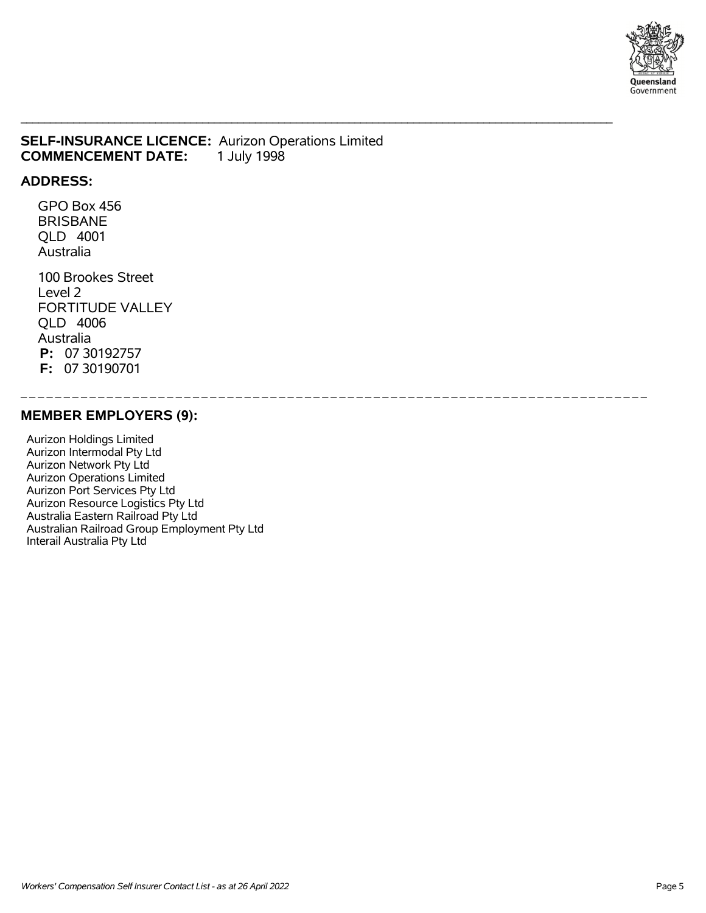**SELF-INSURANCE LICENCE:** Aurizon Operations Limited
**COMMENCEMENT DATE:** 1 July 1998

**ADDRESS:**

GPO Box 456
BRISBANE
QLD 4001
Australia

100 Brookes Street
Level 2
FORTITUDE VALLEY
QLD 4006
Australia
**P:** 07 30192757
**F:** 07 30190701

---

## MEMBER EMPLOYERS (9):

Aurizon Holdings Limited
Aurizon Intermodal Pty Ltd
Aurizon Network Pty Ltd
Aurizon Operations Limited
Aurizon Port Services Pty Ltd
Aurizon Resource Logistics Pty Ltd
Australia Eastern Railroad Pty Ltd
Australian Railroad Group Employment Pty Ltd
Interail Australia Pty Ltd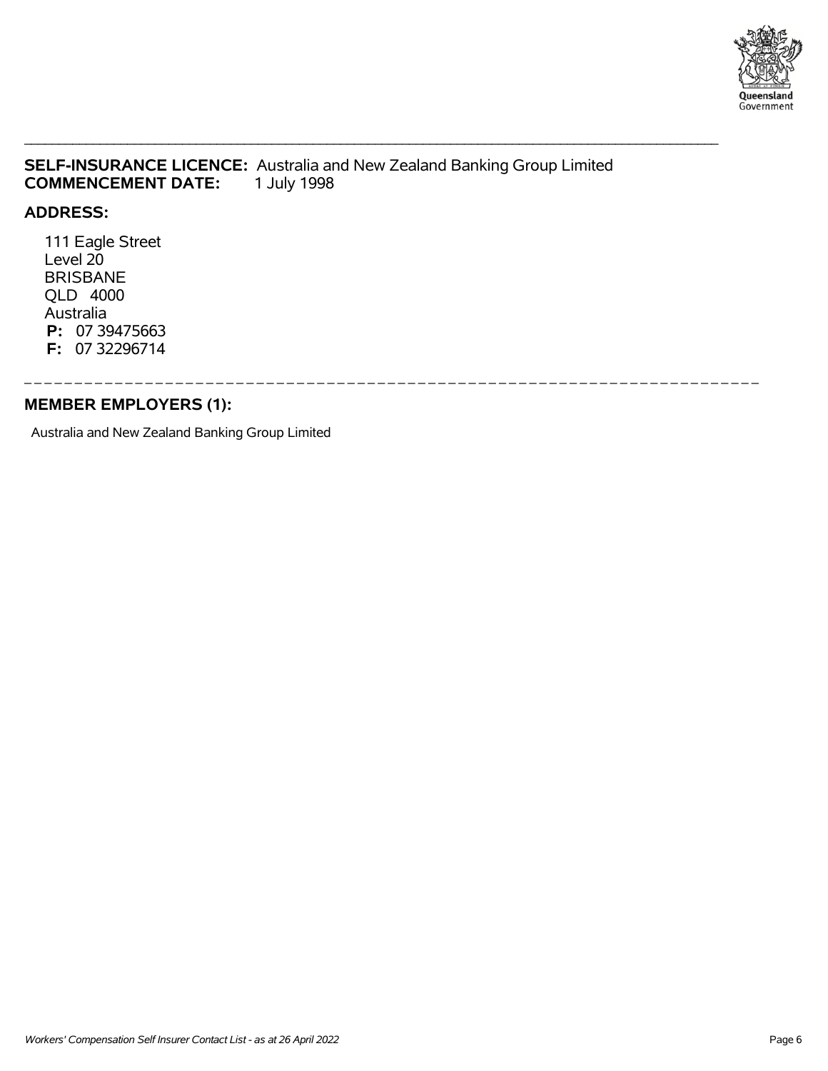**SELF-INSURANCE LICENCE:** Australia and New Zealand Banking Group Limited
**COMMENCEMENT DATE:** 1 July 1998

**ADDRESS:**

111 Eagle Street
Level 20
BRISBANE
QLD 4000
Australia
**P:** 07 39475663
**F:** 07 32296714

---

**MEMBER EMPLOYERS (1):**

Australia and New Zealand Banking Group Limited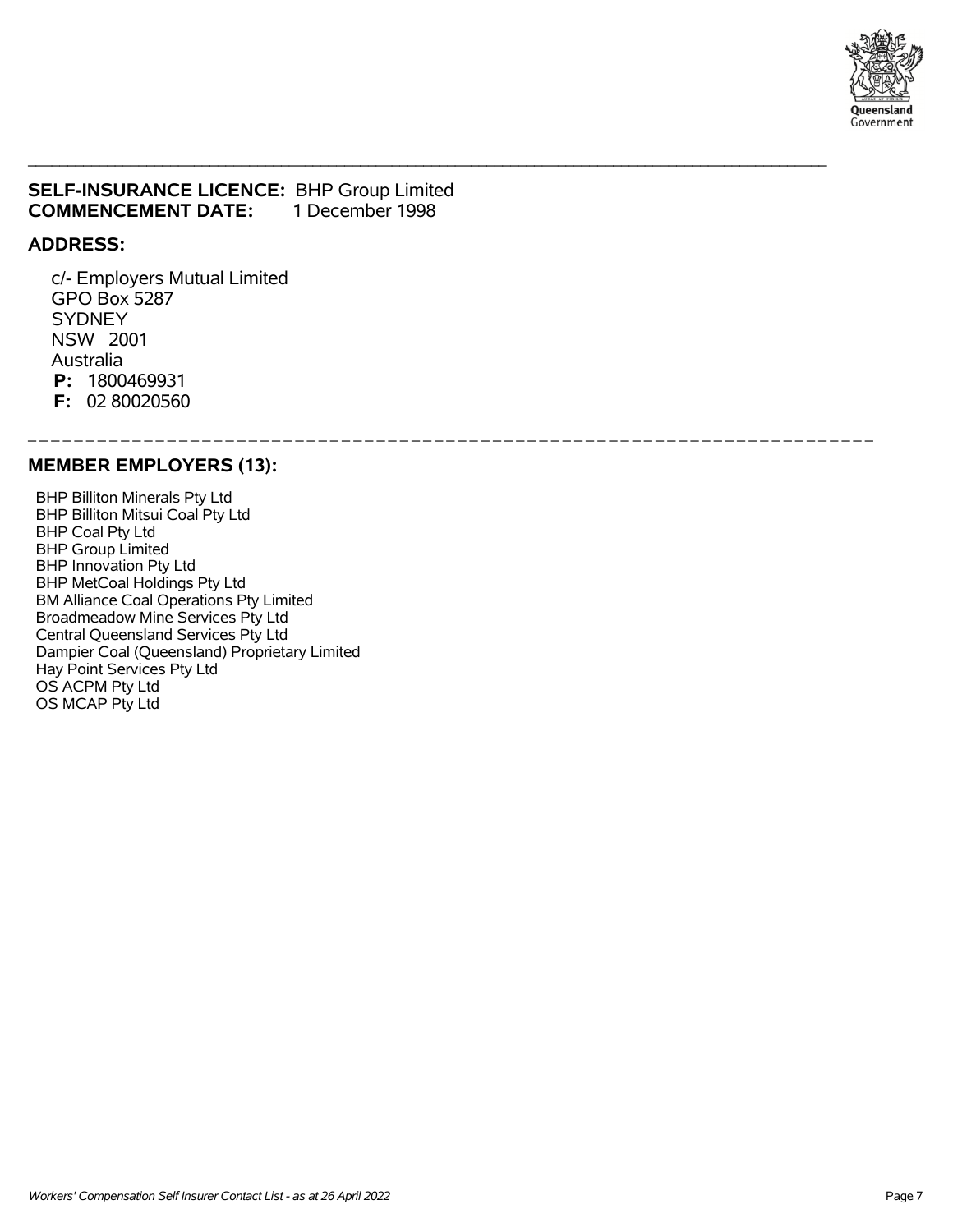**SELF-INSURANCE LICENCE:** BHP Group Limited
**COMMENCEMENT DATE:** 1 December 1998

**ADDRESS:**

c/- Employers Mutual Limited
GPO Box 5287
SYDNEY
NSW 2001
Australia
**P:** 1800469931
**F:** 02 80020560

**MEMBER EMPLOYERS (13):**

BHP Billiton Minerals Pty Ltd
BHP Billiton Mitsui Coal Pty Ltd
BHP Coal Pty Ltd
BHP Group Limited
BHP Innovation Pty Ltd
BHP MetCoal Holdings Pty Ltd
BM Alliance Coal Operations Pty Limited
Broadmeadow Mine Services Pty Ltd
Central Queensland Services Pty Ltd
Dampier Coal (Queensland) Proprietary Limited
Hay Point Services Pty Ltd
OS ACPM Pty Ltd
OS MCAP Pty Ltd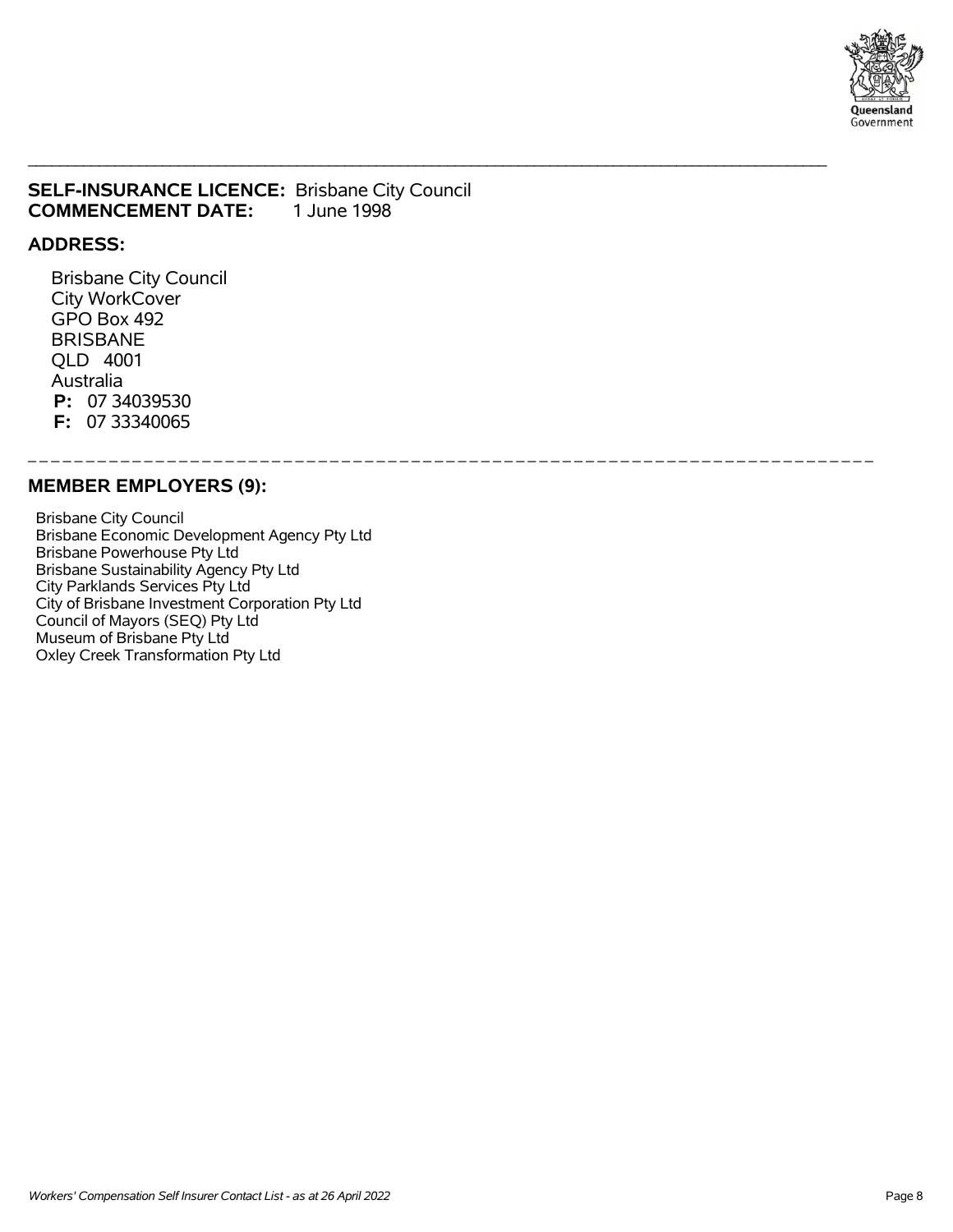**SELF-INSURANCE LICENCE:** Brisbane City Council
**COMMENCEMENT DATE:** 1 June 1998

## ADDRESS:

Brisbane City Council
City WorkCover
GPO Box 492
BRISBANE
QLD 4001
Australia
**P:** 07 34039530
**F:** 07 33340065

## MEMBER EMPLOYERS (9):

Brisbane City Council
Brisbane Economic Development Agency Pty Ltd
Brisbane Powerhouse Pty Ltd
Brisbane Sustainability Agency Pty Ltd
City Parklands Services Pty Ltd
City of Brisbane Investment Corporation Pty Ltd
Council of Mayors (SEQ) Pty Ltd
Museum of Brisbane Pty Ltd
Oxley Creek Transformation Pty Ltd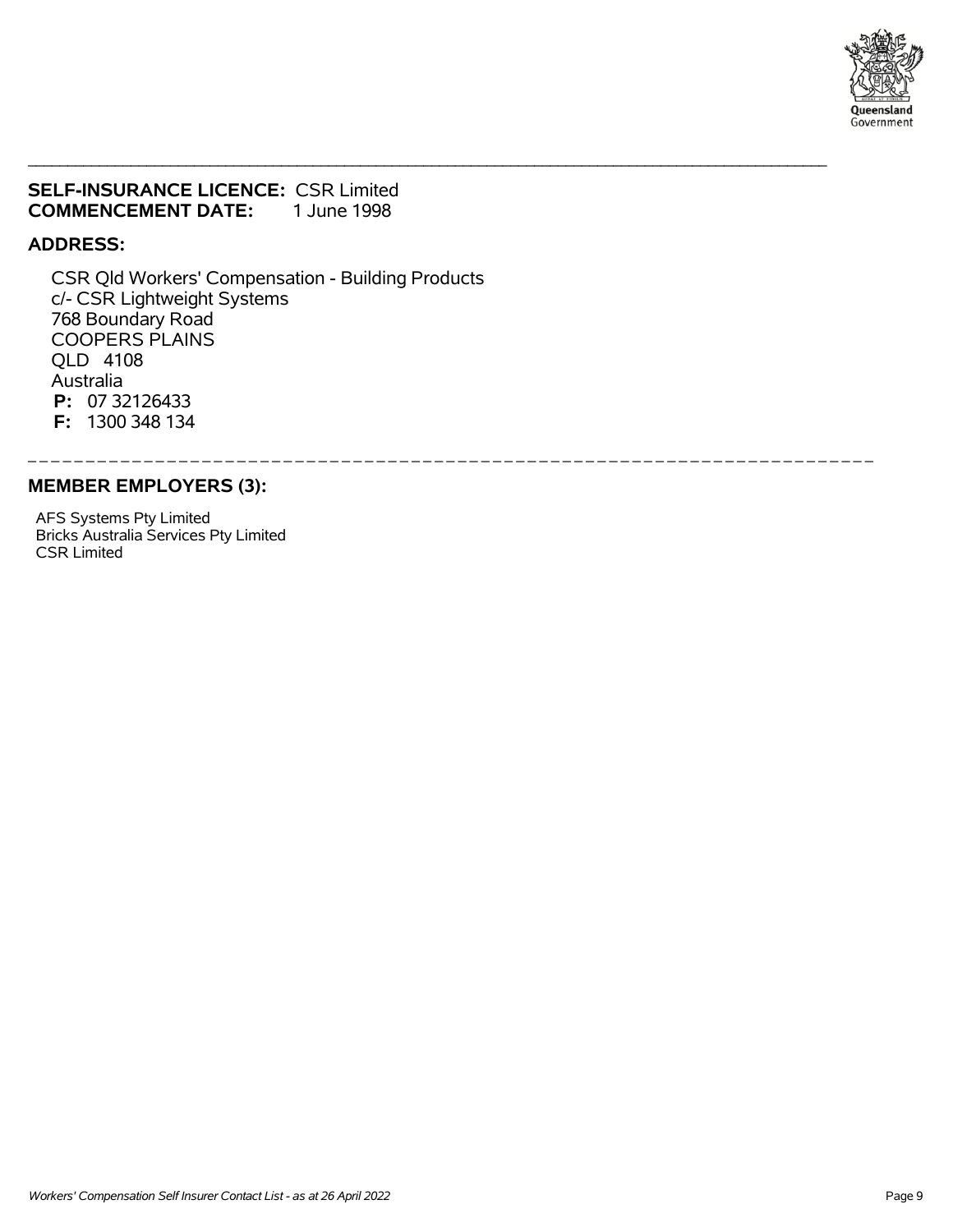**SELF-INSURANCE LICENCE:** CSR Limited
**COMMENCEMENT DATE:** 1 June 1998

**ADDRESS:**

CSR Qld Workers' Compensation - Building Products
c/- CSR Lightweight Systems
768 Boundary Road
COOPERS PLAINS
QLD 4108
Australia
**P:** 07 32126433
**F:** 1300 348 134

## MEMBER EMPLOYERS (3):

AFS Systems Pty Limited
Bricks Australia Services Pty Limited
CSR Limited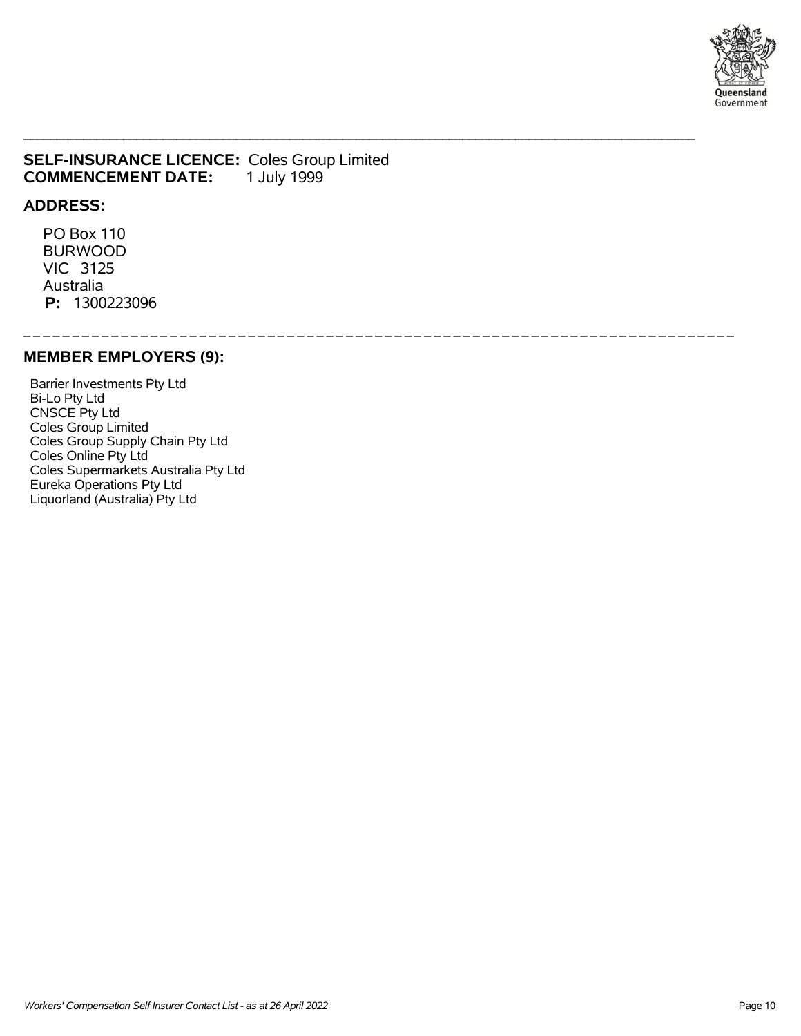**SELF-INSURANCE LICENCE:** Coles Group Limited
**COMMENCEMENT DATE:** 1 July 1999

**ADDRESS:**

PO Box 110
BURWOOD
VIC 3125
Australia
**P:** 1300223096

## MEMBER EMPLOYERS (9):

Barrier Investments Pty Ltd
Bi-Lo Pty Ltd
CNSCE Pty Ltd
Coles Group Limited
Coles Group Supply Chain Pty Ltd
Coles Online Pty Ltd
Coles Supermarkets Australia Pty Ltd
Eureka Operations Pty Ltd
Liquorland (Australia) Pty Ltd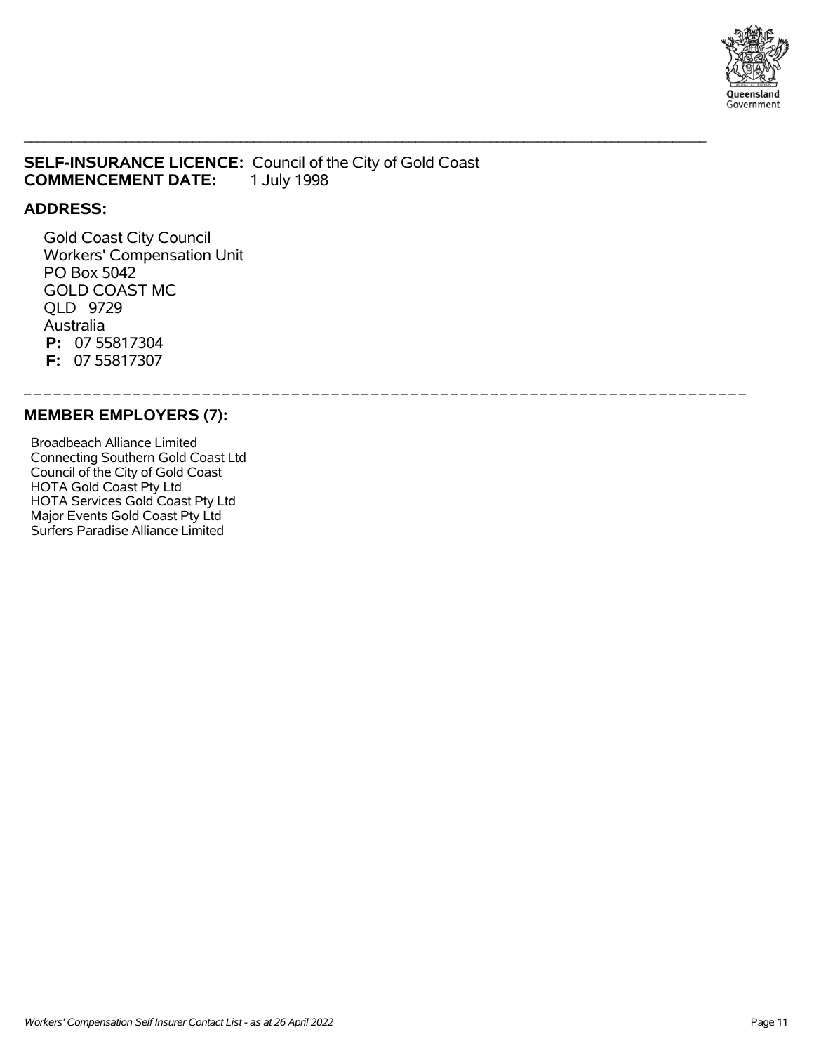**SELF-INSURANCE LICENCE:** Council of the City of Gold Coast
**COMMENCEMENT DATE:** 1 July 1998

**ADDRESS:**

Gold Coast City Council
Workers' Compensation Unit
PO Box 5042
GOLD COAST MC
QLD 9729
Australia
**P:** 07 55817304
**F:** 07 55817307

---

**MEMBER EMPLOYERS (7):**

Broadbeach Alliance Limited
Connecting Southern Gold Coast Ltd
Council of the City of Gold Coast
HOTA Gold Coast Pty Ltd
HOTA Services Gold Coast Pty Ltd
Major Events Gold Coast Pty Ltd
Surfers Paradise Alliance Limited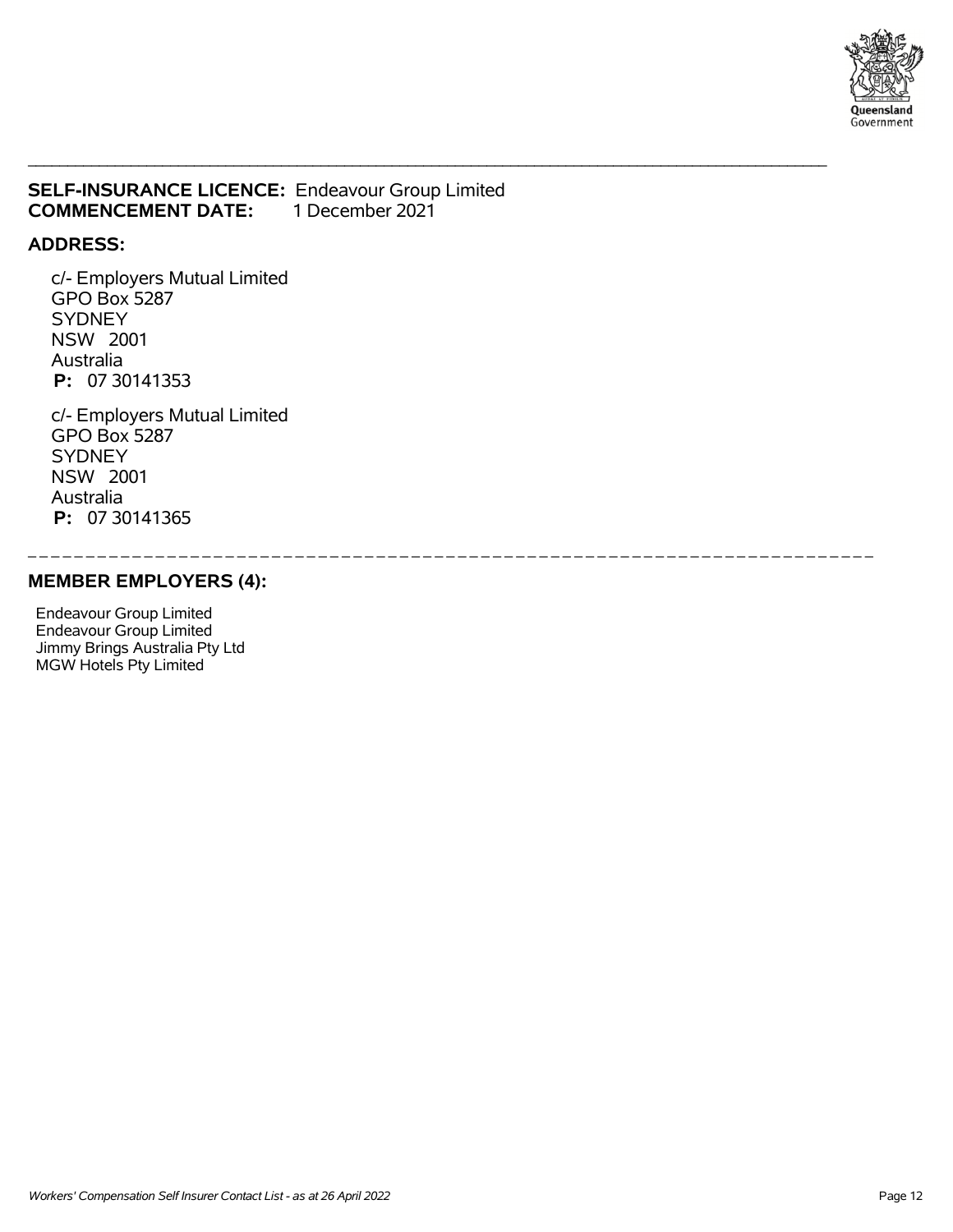**SELF-INSURANCE LICENCE:** Endeavour Group Limited
**COMMENCEMENT DATE:** 1 December 2021

**ADDRESS:**

c/- Employers Mutual Limited
GPO Box 5287
SYDNEY
NSW 2001
Australia
**P:** 07 30141353

c/- Employers Mutual Limited
GPO Box 5287
SYDNEY
NSW 2001
Australia
**P:** 07 30141365

**MEMBER EMPLOYERS (4):**

Endeavour Group Limited
Endeavour Group Limited
Jimmy Brings Australia Pty Ltd
MGW Hotels Pty Limited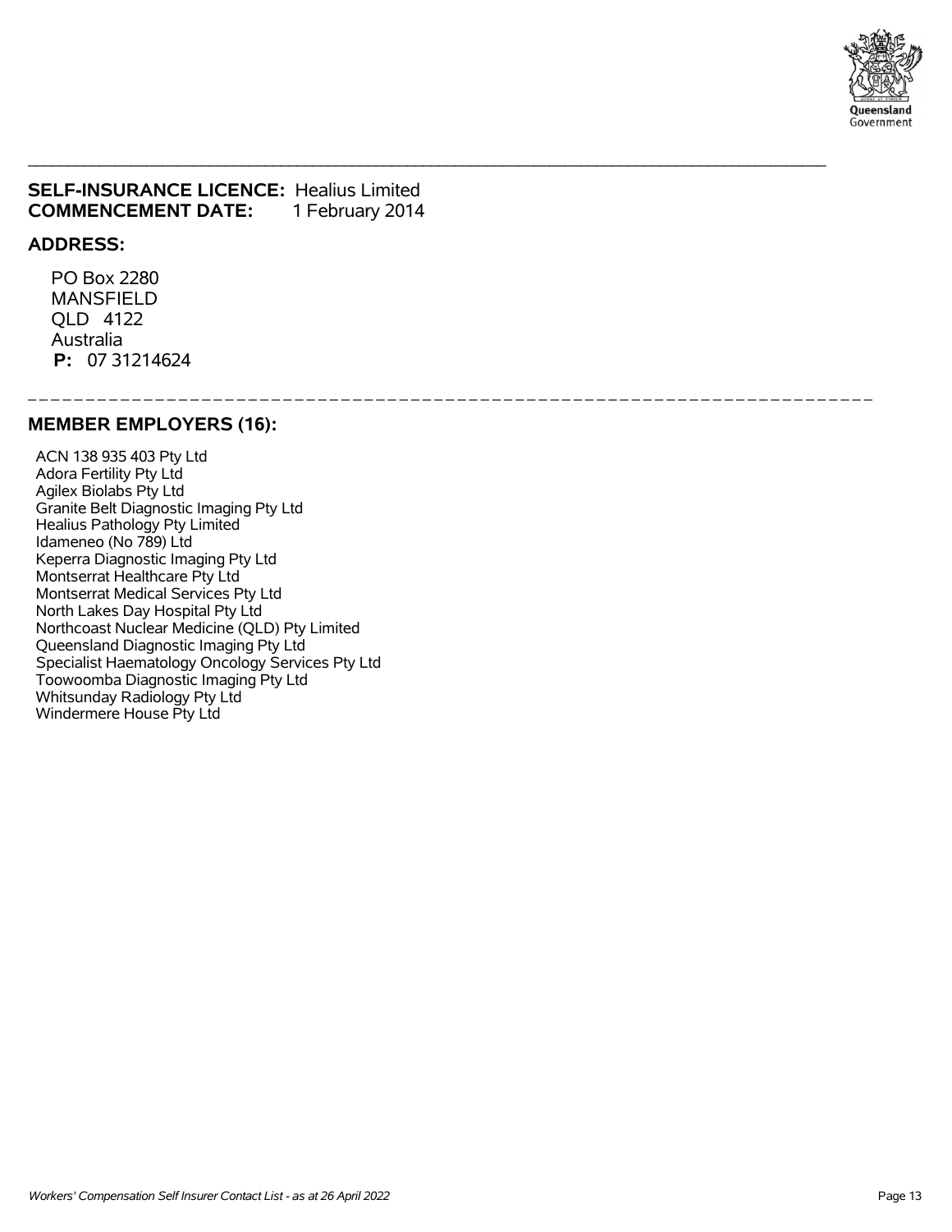**SELF-INSURANCE LICENCE:** Healius Limited
**COMMENCEMENT DATE:** 1 February 2014

**ADDRESS:**

PO Box 2280
MANSFIELD
QLD 4122
Australia
**P:** 07 31214624

---

**MEMBER EMPLOYERS (16):**

ACN 138 935 403 Pty Ltd
Adora Fertility Pty Ltd
Agilex Biolabs Pty Ltd
Granite Belt Diagnostic Imaging Pty Ltd
Healius Pathology Pty Limited
Idameneo (No 789) Ltd
Keperra Diagnostic Imaging Pty Ltd
Montserrat Healthcare Pty Ltd
Montserrat Medical Services Pty Ltd
North Lakes Day Hospital Pty Ltd
Northcoast Nuclear Medicine (QLD) Pty Limited
Queensland Diagnostic Imaging Pty Ltd
Specialist Haematology Oncology Services Pty Ltd
Toowoomba Diagnostic Imaging Pty Ltd
Whitsunday Radiology Pty Ltd
Windermere House Pty Ltd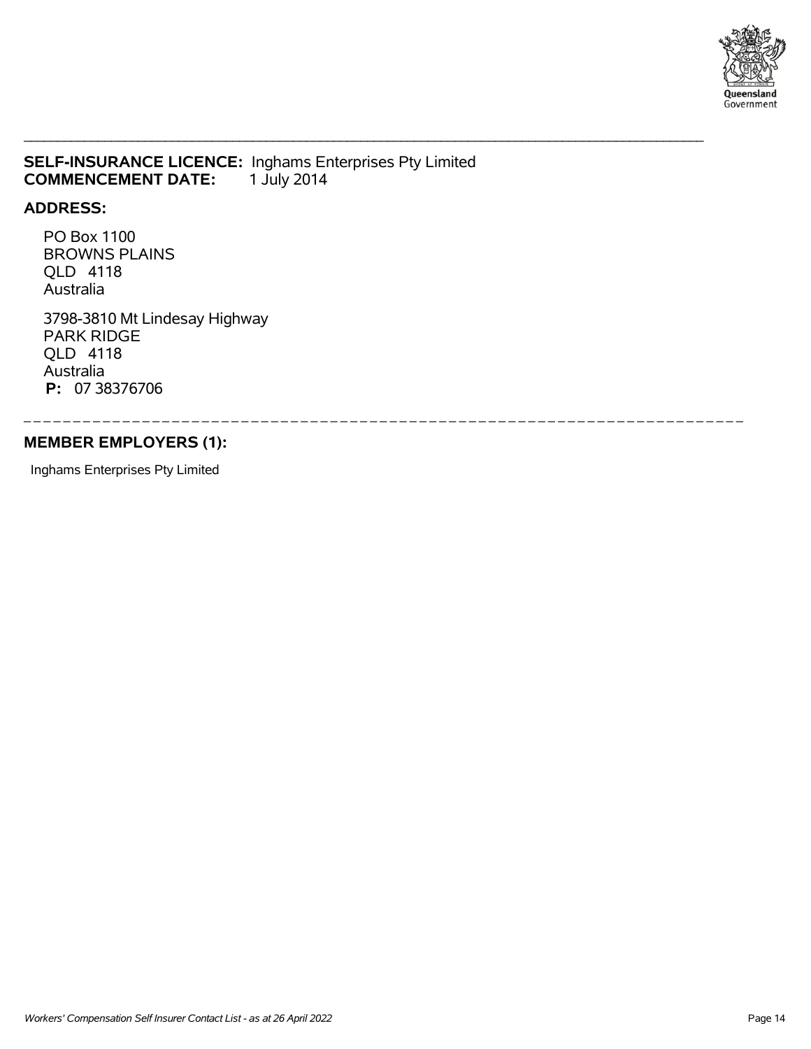**SELF-INSURANCE LICENCE:** Inghams Enterprises Pty Limited
**COMMENCEMENT DATE:** 1 July 2014

**ADDRESS:**

PO Box 1100
BROWNS PLAINS
QLD 4118
Australia

3798-3810 Mt Lindesay Highway
PARK RIDGE
QLD 4118
Australia
**P:** 07 38376706

**MEMBER EMPLOYERS (1):**

Inghams Enterprises Pty Limited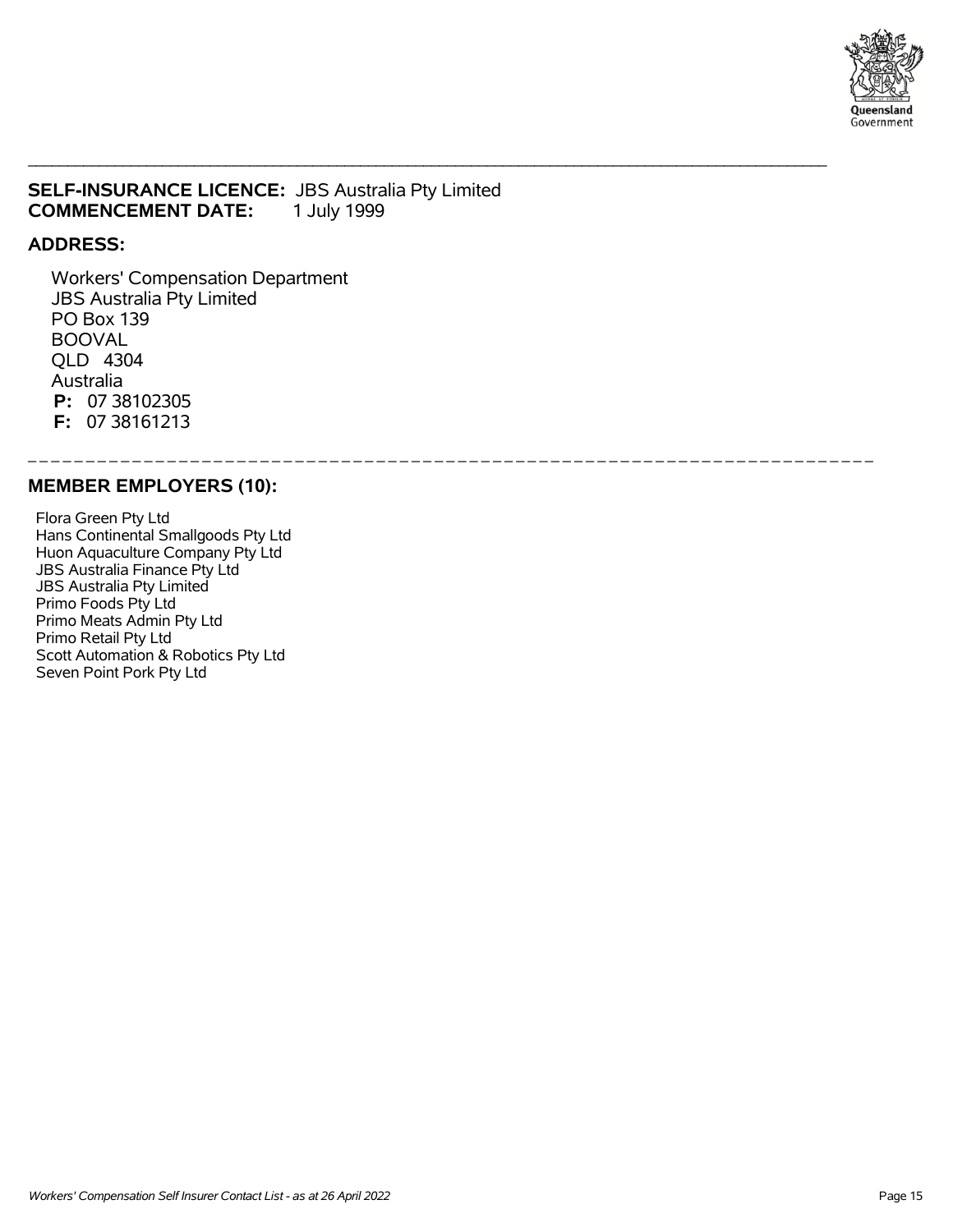**SELF-INSURANCE LICENCE:** JBS Australia Pty Limited
**COMMENCEMENT DATE:** 1 July 1999

**ADDRESS:**

Workers' Compensation Department
JBS Australia Pty Limited
PO Box 139
BOOVAL
QLD 4304
Australia
**P:** 07 38102305
**F:** 07 38161213

## MEMBER EMPLOYERS (10):

Flora Green Pty Ltd
Hans Continental Smallgoods Pty Ltd
Huon Aquaculture Company Pty Ltd
JBS Australia Finance Pty Ltd
JBS Australia Pty Limited
Primo Foods Pty Ltd
Primo Meats Admin Pty Ltd
Primo Retail Pty Ltd
Scott Automation & Robotics Pty Ltd
Seven Point Pork Pty Ltd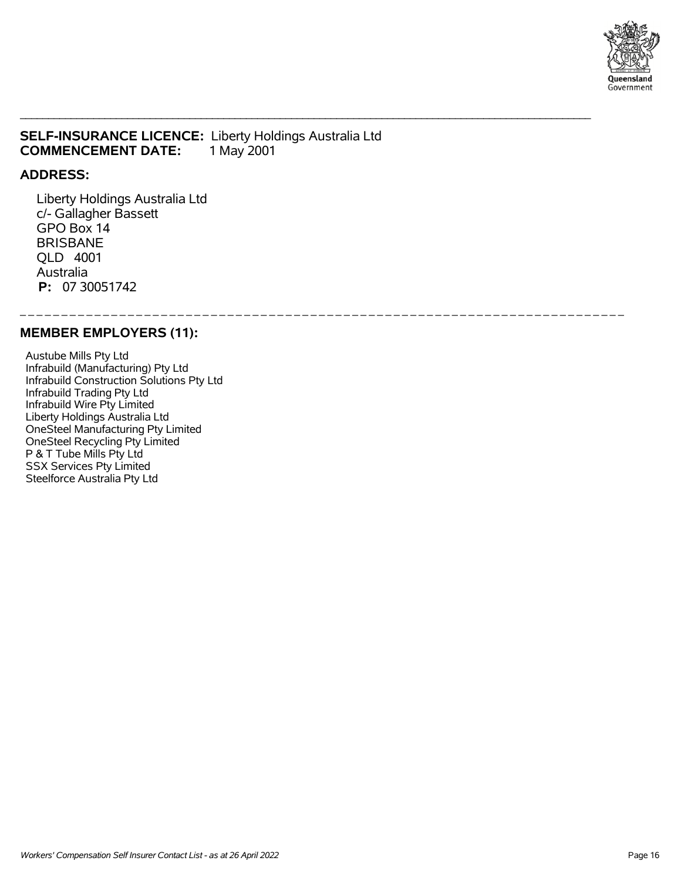**SELF-INSURANCE LICENCE:** Liberty Holdings Australia Ltd
**COMMENCEMENT DATE:** 1 May 2001

**ADDRESS:**

Liberty Holdings Australia Ltd
c/- Gallagher Bassett
GPO Box 14
BRISBANE
QLD 4001
Australia
**P:** 07 30051742

---

**MEMBER EMPLOYERS (11):**

Austube Mills Pty Ltd
Infrabuild (Manufacturing) Pty Ltd
Infrabuild Construction Solutions Pty Ltd
Infrabuild Trading Pty Ltd
Infrabuild Wire Pty Limited
Liberty Holdings Australia Ltd
OneSteel Manufacturing Pty Limited
OneSteel Recycling Pty Limited
P & T Tube Mills Pty Ltd
SSX Services Pty Limited
Steelforce Australia Pty Ltd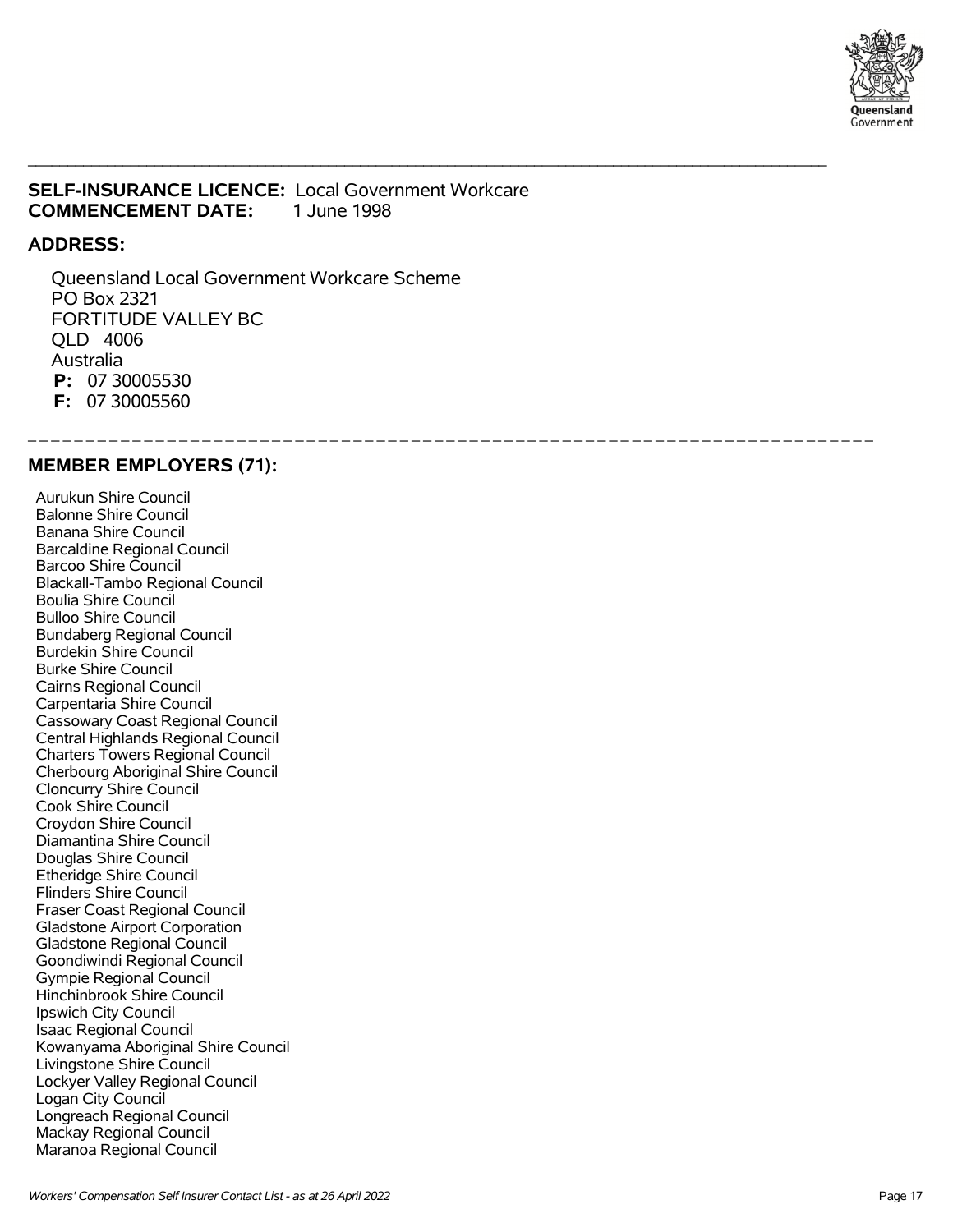**SELF-INSURANCE LICENCE:** Local Government Workcare
**COMMENCEMENT DATE:** 1 June 1998

**ADDRESS:**

Queensland Local Government Workcare Scheme
PO Box 2321
FORTITUDE VALLEY BC
QLD 4006
Australia
**P:** 07 30005530
**F:** 07 30005560

**MEMBER EMPLOYERS (71):**

Aurukun Shire Council
Balonne Shire Council
Banana Shire Council
Barcaldine Regional Council
Barcoo Shire Council
Blackall-Tambo Regional Council
Boulia Shire Council
Bulloo Shire Council
Bundaberg Regional Council
Burdekin Shire Council
Burke Shire Council
Cairns Regional Council
Carpentaria Shire Council
Cassowary Coast Regional Council
Central Highlands Regional Council
Charters Towers Regional Council
Cherbourg Aboriginal Shire Council
Cloncurry Shire Council
Cook Shire Council
Croydon Shire Council
Diamantina Shire Council
Douglas Shire Council
Etheridge Shire Council
Flinders Shire Council
Fraser Coast Regional Council
Gladstone Airport Corporation
Gladstone Regional Council
Goondiwindi Regional Council
Gympie Regional Council
Hinchinbrook Shire Council
Ipswich City Council
Isaac Regional Council
Kowanyama Aboriginal Shire Council
Livingstone Shire Council
Lockyer Valley Regional Council
Logan City Council
Longreach Regional Council
Mackay Regional Council
Maranoa Regional Council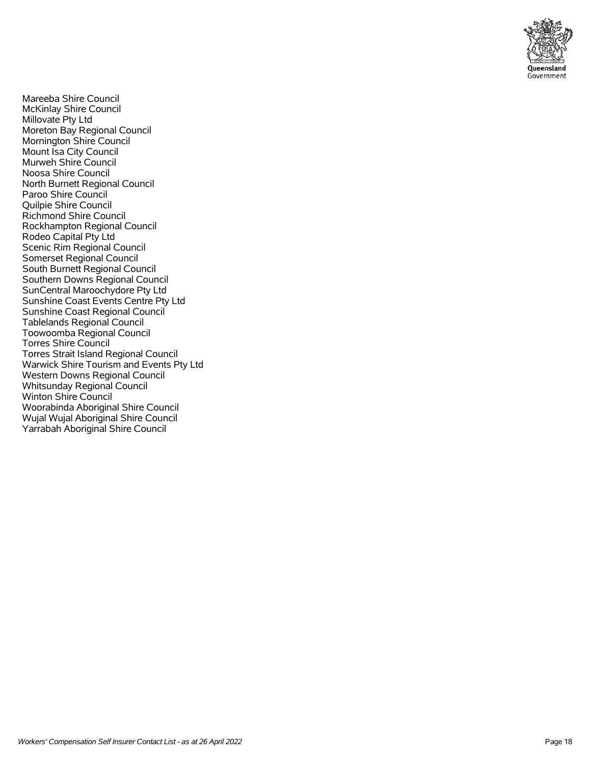Mareeba Shire Council
McKinlay Shire Council
Millovate Pty Ltd
Moreton Bay Regional Council
Mornington Shire Council
Mount Isa City Council
Murweh Shire Council
Noosa Shire Council
North Burnett Regional Council
Paroo Shire Council
Quilpie Shire Council
Richmond Shire Council
Rockhampton Regional Council
Rodeo Capital Pty Ltd
Scenic Rim Regional Council
Somerset Regional Council
South Burnett Regional Council
Southern Downs Regional Council
SunCentral Maroochydore Pty Ltd
Sunshine Coast Events Centre Pty Ltd
Sunshine Coast Regional Council
Tablelands Regional Council
Toowoomba Regional Council
Torres Shire Council
Torres Strait Island Regional Council
Warwick Shire Tourism and Events Pty Ltd
Western Downs Regional Council
Whitsunday Regional Council
Winton Shire Council
Woorabinda Aboriginal Shire Council
Wujal Wujal Aboriginal Shire Council
Yarrabah Aboriginal Shire Council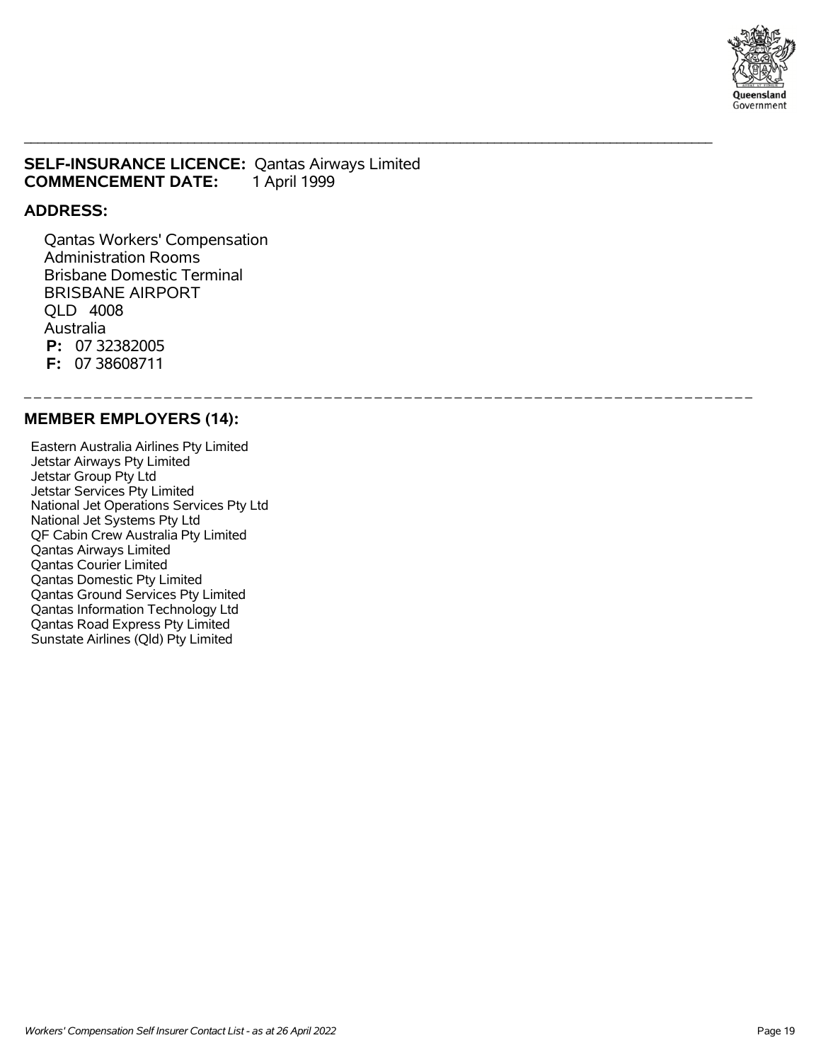**SELF-INSURANCE LICENCE:** Qantas Airways Limited
**COMMENCEMENT DATE:** 1 April 1999

## ADDRESS:

Qantas Workers' Compensation
Administration Rooms
Brisbane Domestic Terminal
BRISBANE AIRPORT
QLD 4008
Australia
**P:** 07 32382005
**F:** 07 38608711

## MEMBER EMPLOYERS (14):

Eastern Australia Airlines Pty Limited
Jetstar Airways Pty Limited
Jetstar Group Pty Ltd
Jetstar Services Pty Limited
National Jet Operations Services Pty Ltd
National Jet Systems Pty Ltd
QF Cabin Crew Australia Pty Limited
Qantas Airways Limited
Qantas Courier Limited
Qantas Domestic Pty Limited
Qantas Ground Services Pty Limited
Qantas Information Technology Ltd
Qantas Road Express Pty Limited
Sunstate Airlines (Qld) Pty Limited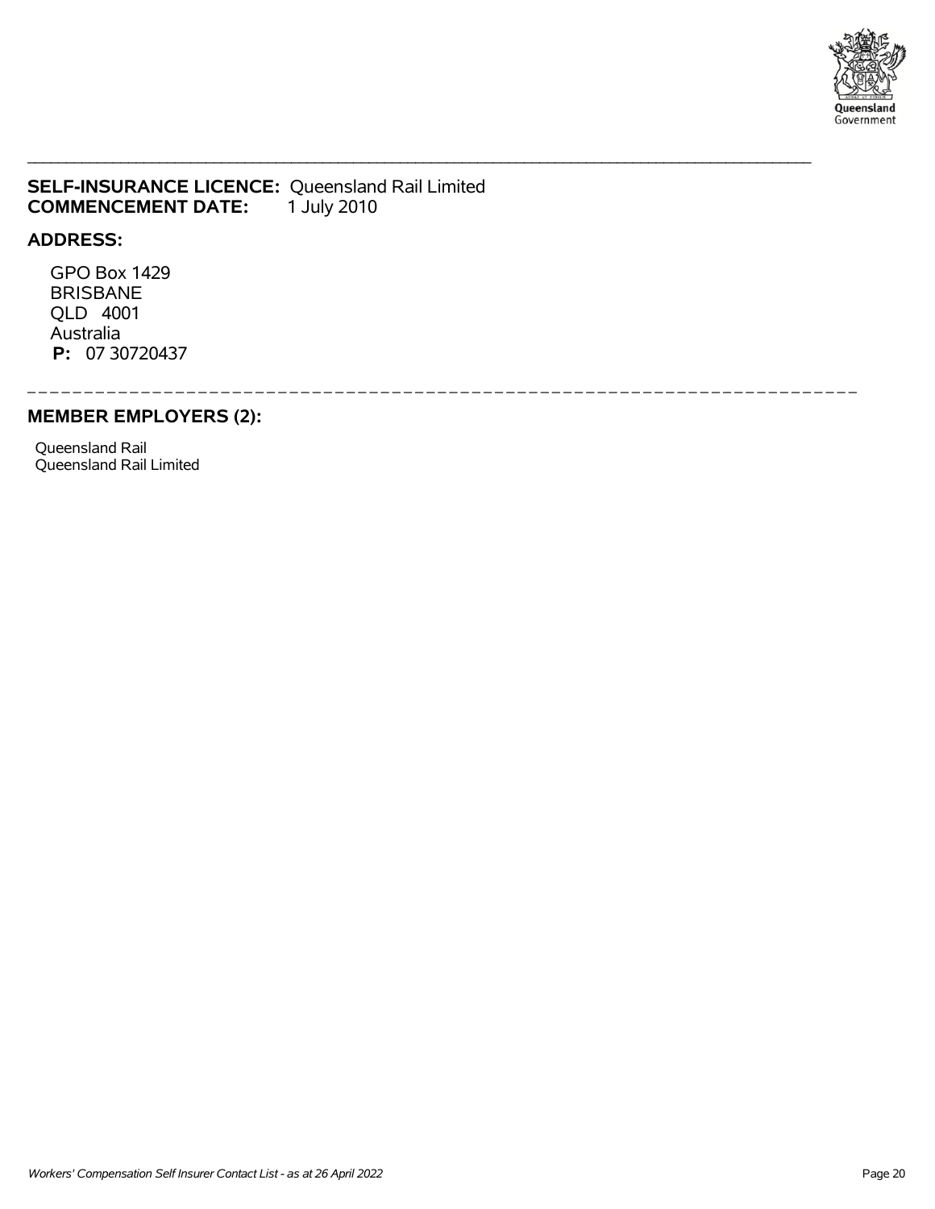**SELF-INSURANCE LICENCE:** Queensland Rail Limited
**COMMENCEMENT DATE:** 1 July 2010

**ADDRESS:**

GPO Box 1429
BRISBANE
QLD 4001
Australia
**P:** 07 30720437

**MEMBER EMPLOYERS (2):**

Queensland Rail
Queensland Rail Limited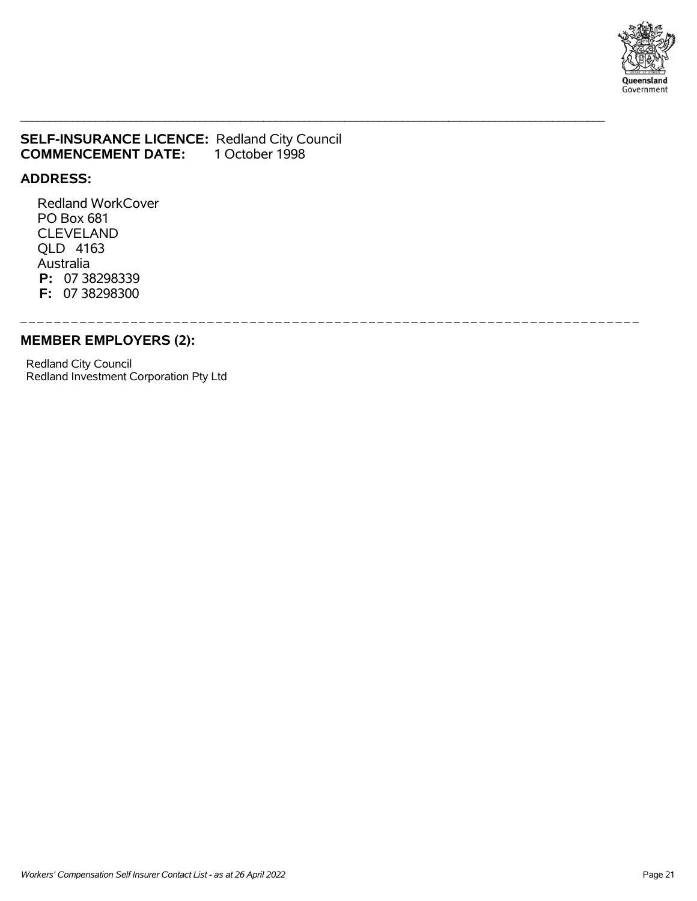**SELF-INSURANCE LICENCE:** Redland City Council
**COMMENCEMENT DATE:** 1 October 1998

**ADDRESS:**

Redland WorkCover
PO Box 681
CLEVELAND
QLD 4163
Australia
**P:** 07 38298339
**F:** 07 38298300

---

**MEMBER EMPLOYERS (2):**

Redland City Council
Redland Investment Corporation Pty Ltd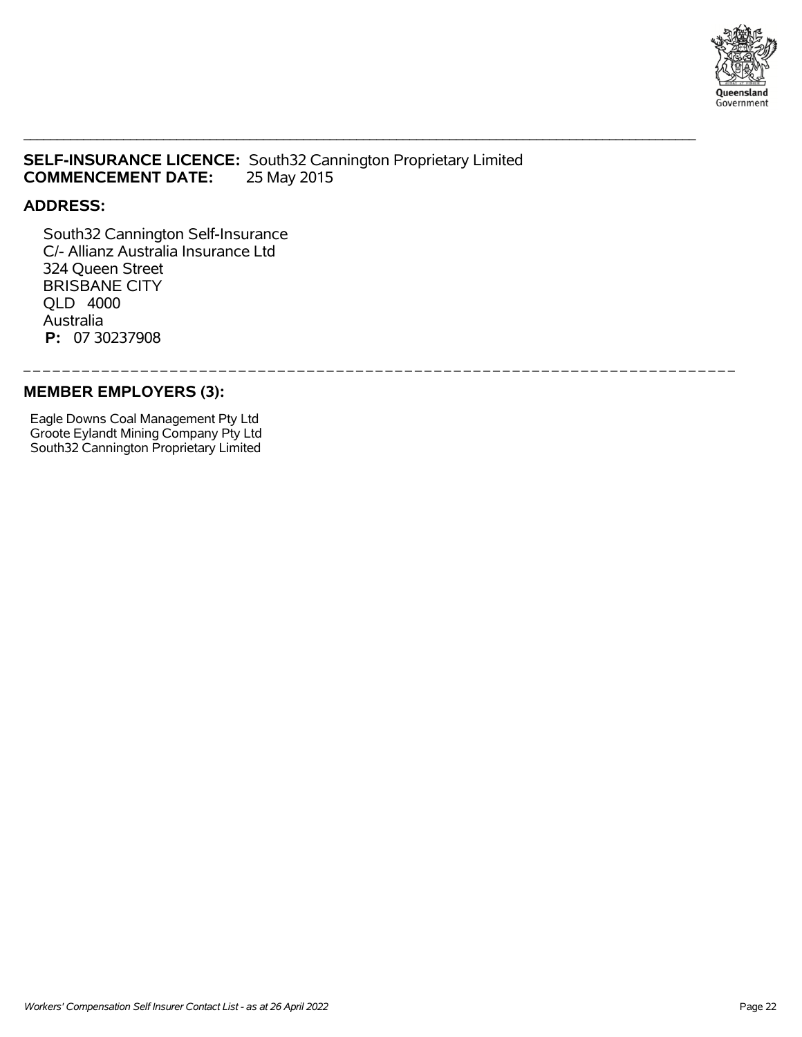**SELF-INSURANCE LICENCE:** South32 Cannington Proprietary Limited
**COMMENCEMENT DATE:** 25 May 2015

**ADDRESS:**

South32 Cannington Self-Insurance
C/- Allianz Australia Insurance Ltd
324 Queen Street
BRISBANE CITY
QLD 4000
Australia
**P:** 07 30237908

---

**MEMBER EMPLOYERS (3):**

Eagle Downs Coal Management Pty Ltd
Groote Eylandt Mining Company Pty Ltd
South32 Cannington Proprietary Limited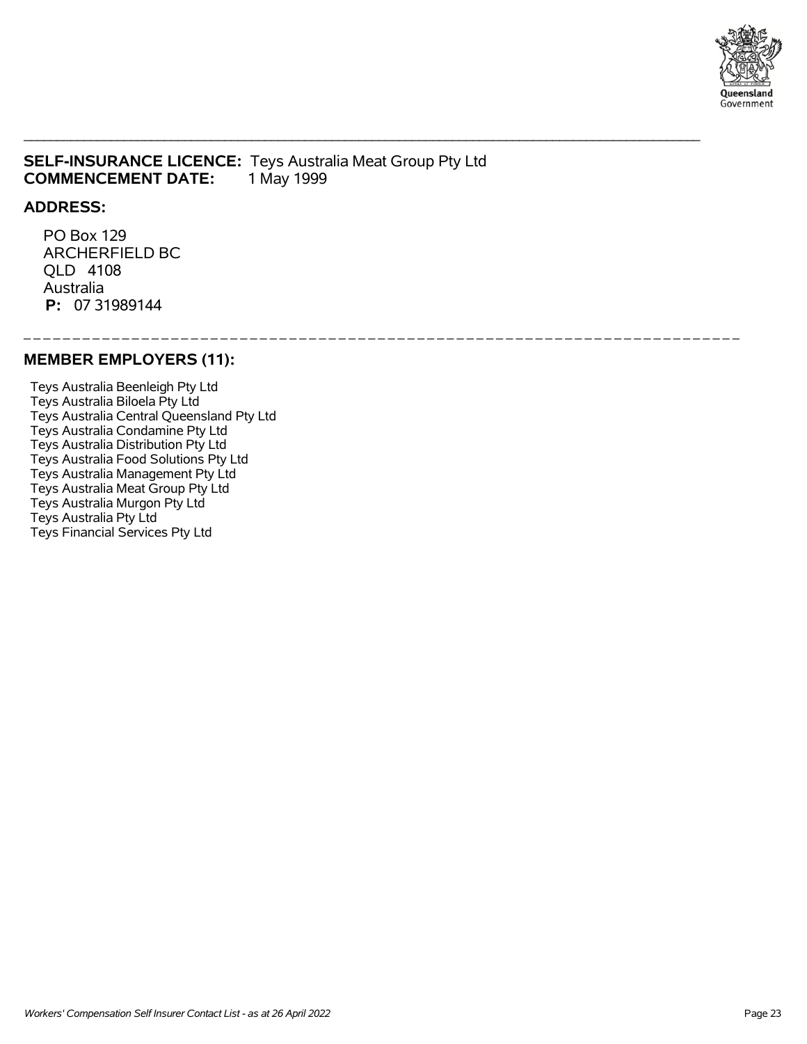**SELF-INSURANCE LICENCE:** Teys Australia Meat Group Pty Ltd
**COMMENCEMENT DATE:** 1 May 1999

## ADDRESS:

PO Box 129
ARCHERFIELD BC
QLD 4108
Australia
**P:** 07 31989144

## MEMBER EMPLOYERS (11):

Teys Australia Beenleigh Pty Ltd
Teys Australia Biloela Pty Ltd
Teys Australia Central Queensland Pty Ltd
Teys Australia Condamine Pty Ltd
Teys Australia Distribution Pty Ltd
Teys Australia Food Solutions Pty Ltd
Teys Australia Management Pty Ltd
Teys Australia Meat Group Pty Ltd
Teys Australia Murgon Pty Ltd
Teys Australia Pty Ltd
Teys Financial Services Pty Ltd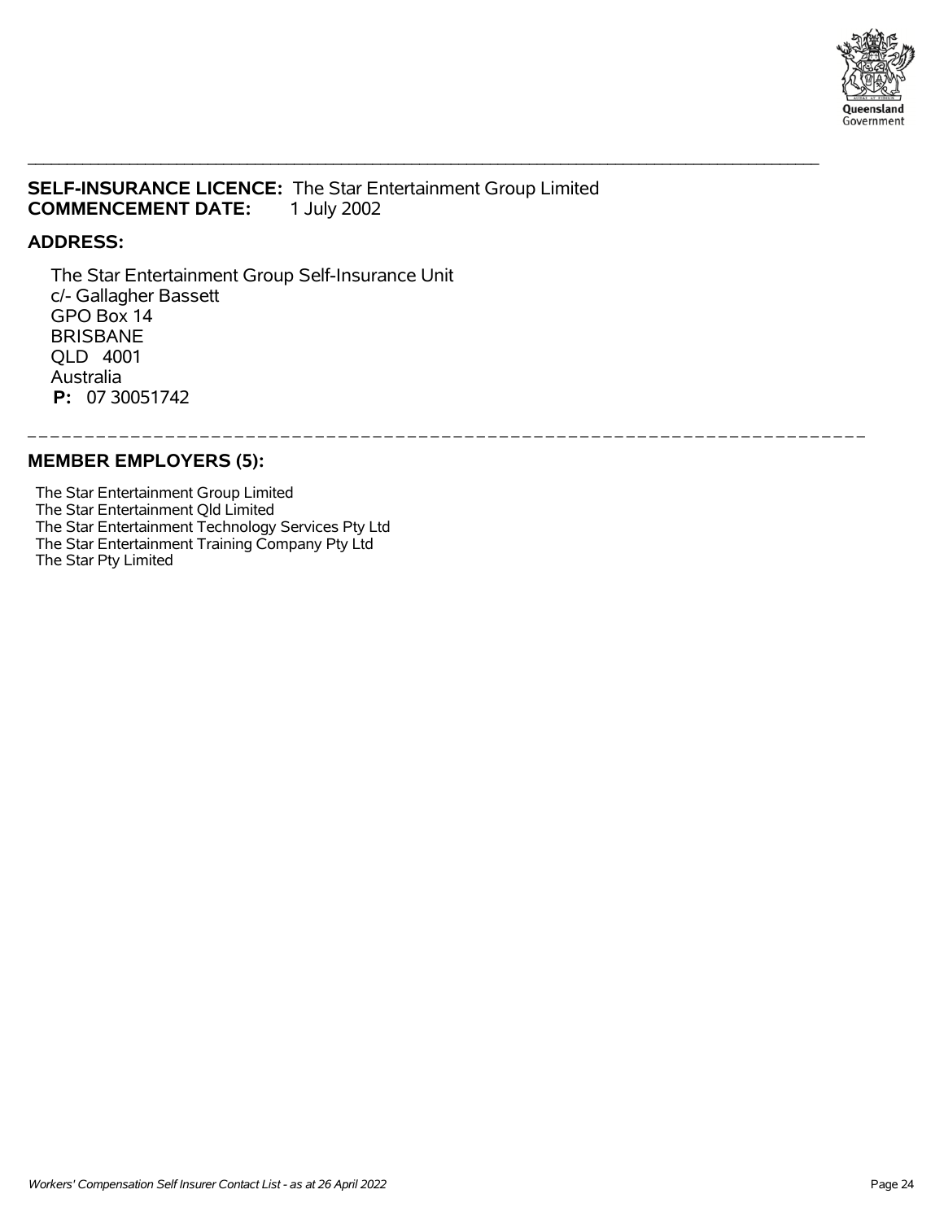**SELF-INSURANCE LICENCE:** The Star Entertainment Group Limited
**COMMENCEMENT DATE:** 1 July 2002

**ADDRESS:**

The Star Entertainment Group Self-Insurance Unit
c/- Gallagher Bassett
GPO Box 14
BRISBANE
QLD 4001
Australia
**P:** 07 30051742

---

**MEMBER EMPLOYERS (5):**

The Star Entertainment Group Limited
The Star Entertainment Qld Limited
The Star Entertainment Technology Services Pty Ltd
The Star Entertainment Training Company Pty Ltd
The Star Pty Limited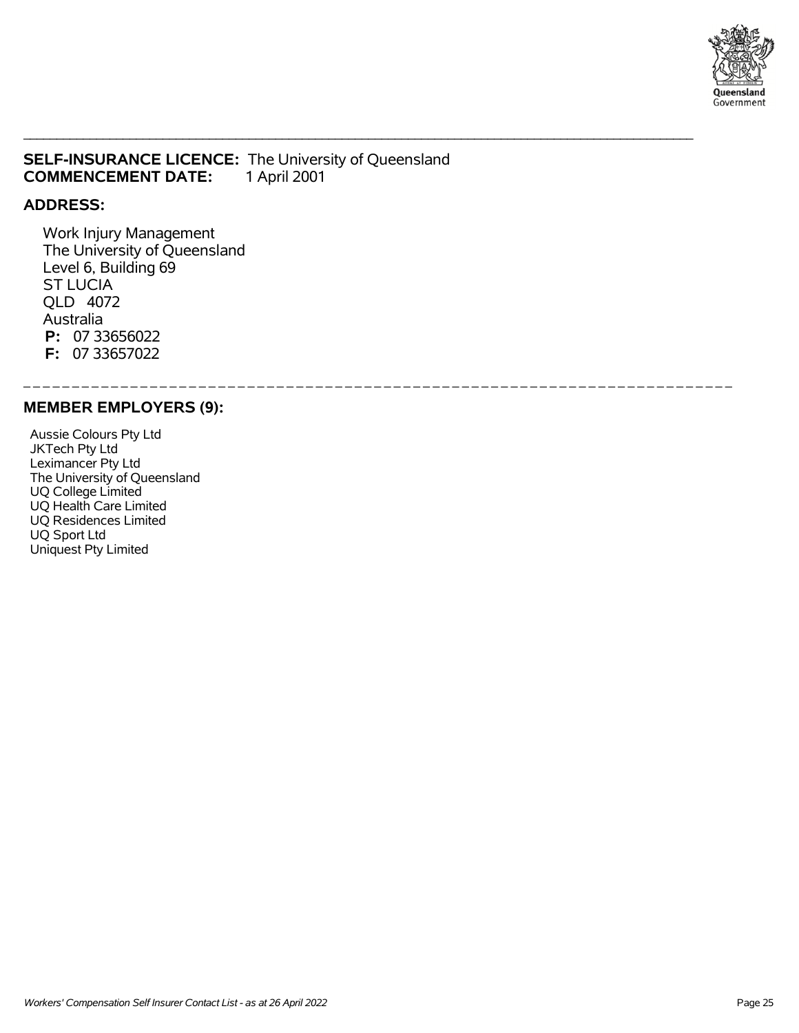**SELF-INSURANCE LICENCE:** The University of Queensland
**COMMENCEMENT DATE:** 1 April 2001

**ADDRESS:**

Work Injury Management
The University of Queensland
Level 6, Building 69
ST LUCIA
QLD 4072
Australia
**P:** 07 33656022
**F:** 07 33657022

## MEMBER EMPLOYERS (9):

Aussie Colours Pty Ltd
JKTech Pty Ltd
Leximancer Pty Ltd
The University of Queensland
UQ College Limited
UQ Health Care Limited
UQ Residences Limited
UQ Sport Ltd
Uniquest Pty Limited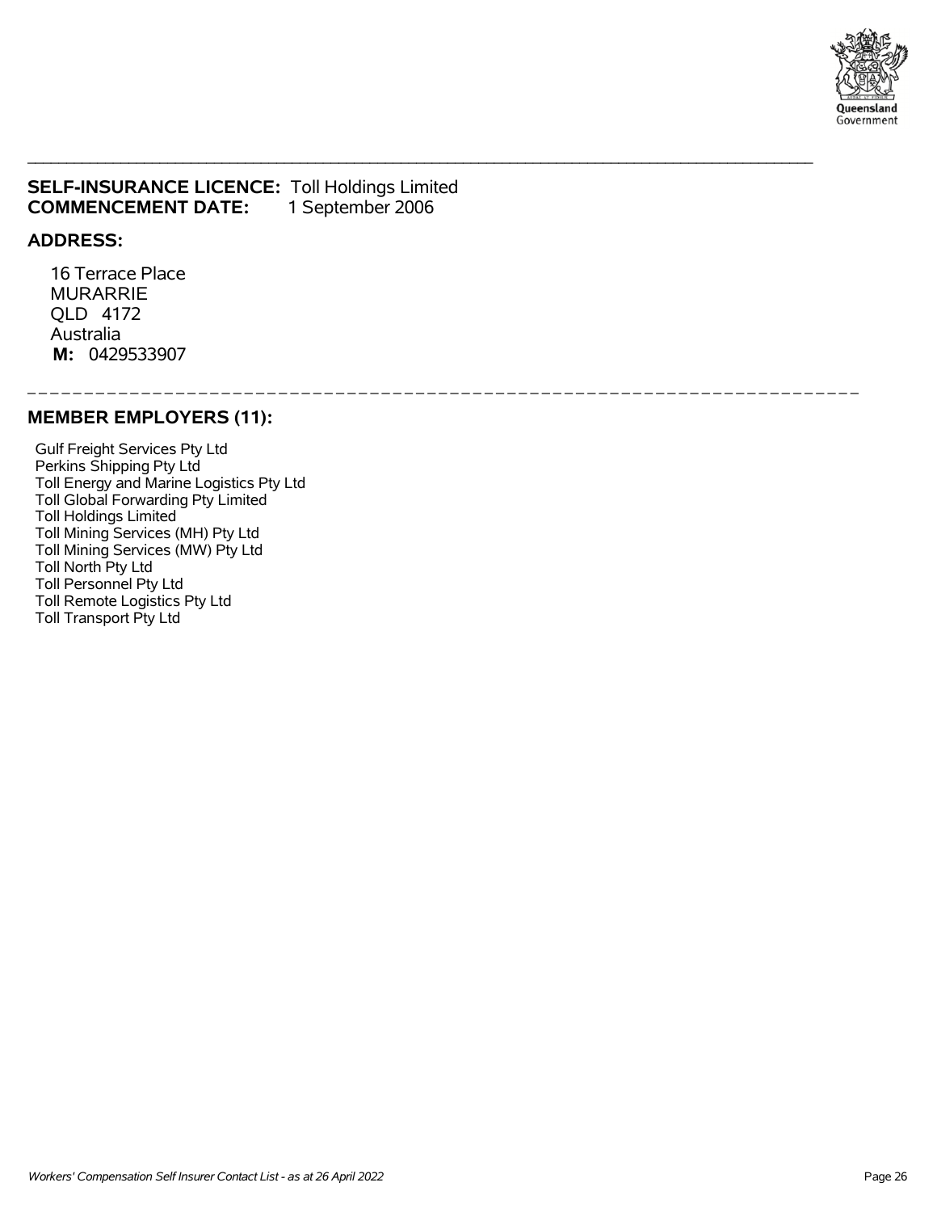**SELF-INSURANCE LICENCE:** Toll Holdings Limited
**COMMENCEMENT DATE:** 1 September 2006

## ADDRESS:

16 Terrace Place
MURARRIE
QLD 4172
Australia
**M:** 0429533907

## MEMBER EMPLOYERS (11):

Gulf Freight Services Pty Ltd
Perkins Shipping Pty Ltd
Toll Energy and Marine Logistics Pty Ltd
Toll Global Forwarding Pty Limited
Toll Holdings Limited
Toll Mining Services (MH) Pty Ltd
Toll Mining Services (MW) Pty Ltd
Toll North Pty Ltd
Toll Personnel Pty Ltd
Toll Remote Logistics Pty Ltd
Toll Transport Pty Ltd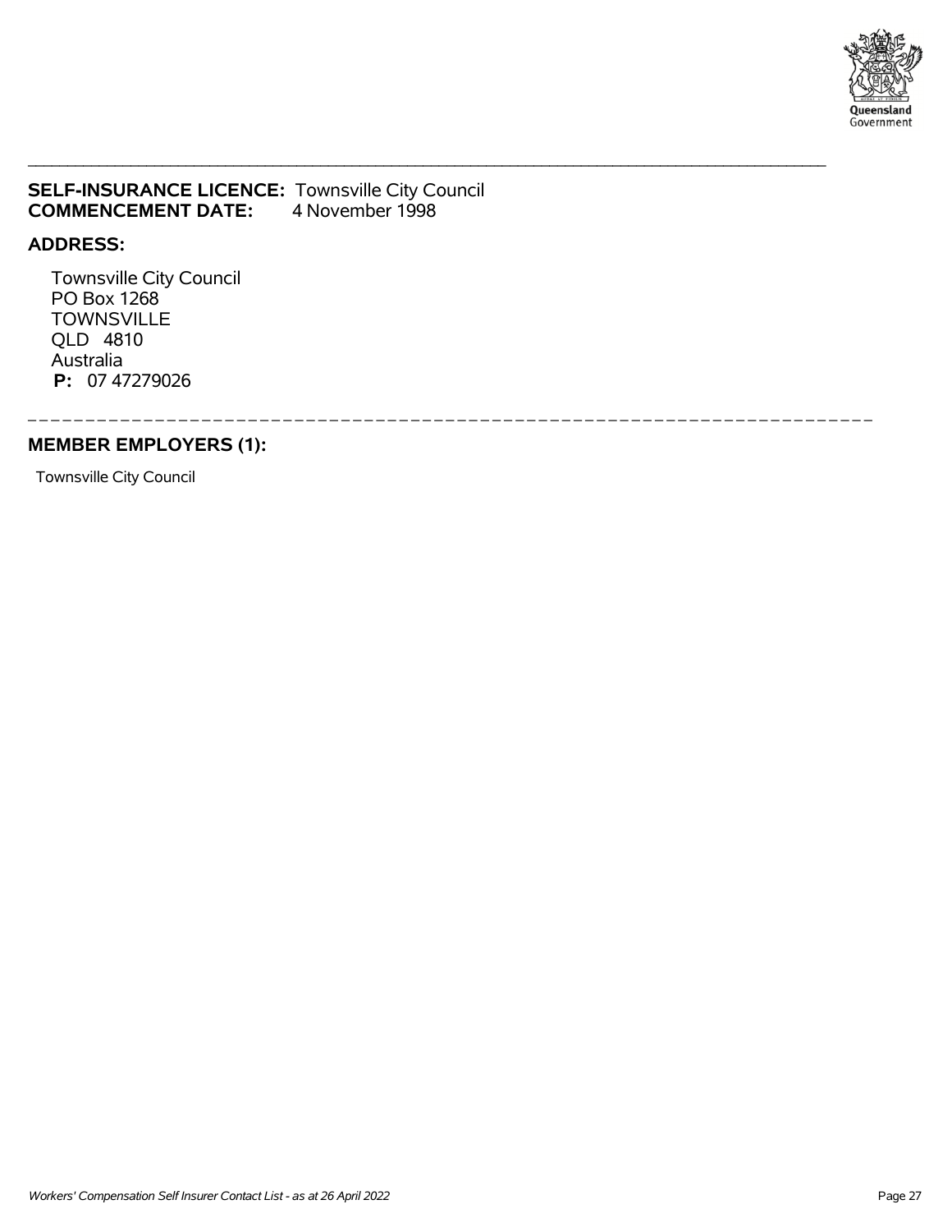**SELF-INSURANCE LICENCE:** Townsville City Council
**COMMENCEMENT DATE:** 4 November 1998

**ADDRESS:**

Townsville City Council
PO Box 1268
TOWNSVILLE
QLD 4810
Australia
**P:** 07 47279026

**MEMBER EMPLOYERS (1):**

Townsville City Council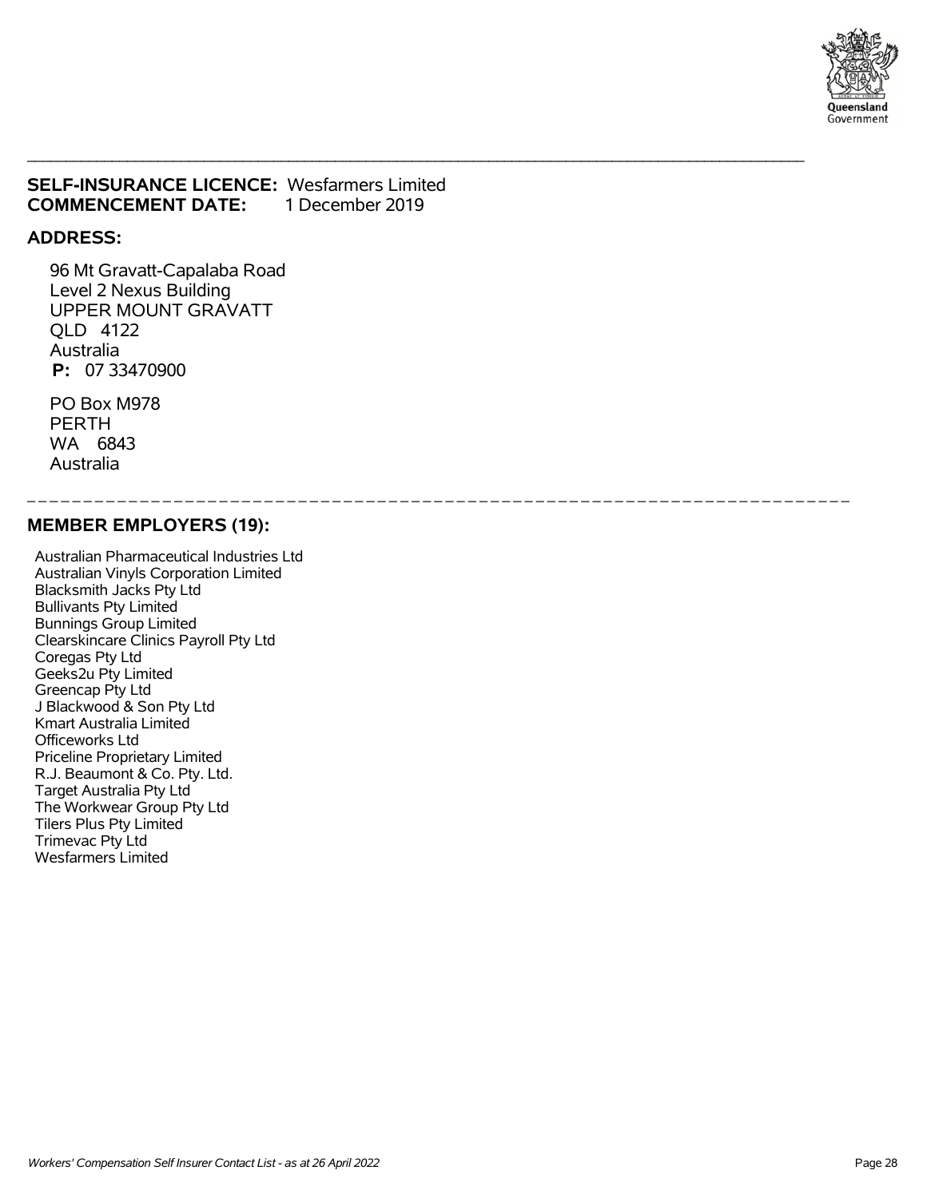**SELF-INSURANCE LICENCE:** Wesfarmers Limited
**COMMENCEMENT DATE:** 1 December 2019

**ADDRESS:**

96 Mt Gravatt-Capalaba Road
Level 2 Nexus Building
UPPER MOUNT GRAVATT
QLD 4122
Australia
**P:** 07 33470900

PO Box M978
PERTH
WA 6843
Australia

**MEMBER EMPLOYERS (19):**

Australian Pharmaceutical Industries Ltd
Australian Vinyls Corporation Limited
Blacksmith Jacks Pty Ltd
Bullivants Pty Limited
Bunnings Group Limited
Clearskincare Clinics Payroll Pty Ltd
Coregas Pty Ltd
Geeks2u Pty Limited
Greencap Pty Ltd
J Blackwood & Son Pty Ltd
Kmart Australia Limited
Officeworks Ltd
Priceline Proprietary Limited
R.J. Beaumont & Co. Pty. Ltd.
Target Australia Pty Ltd
The Workwear Group Pty Ltd
Tilers Plus Pty Limited
Trimevac Pty Ltd
Wesfarmers Limited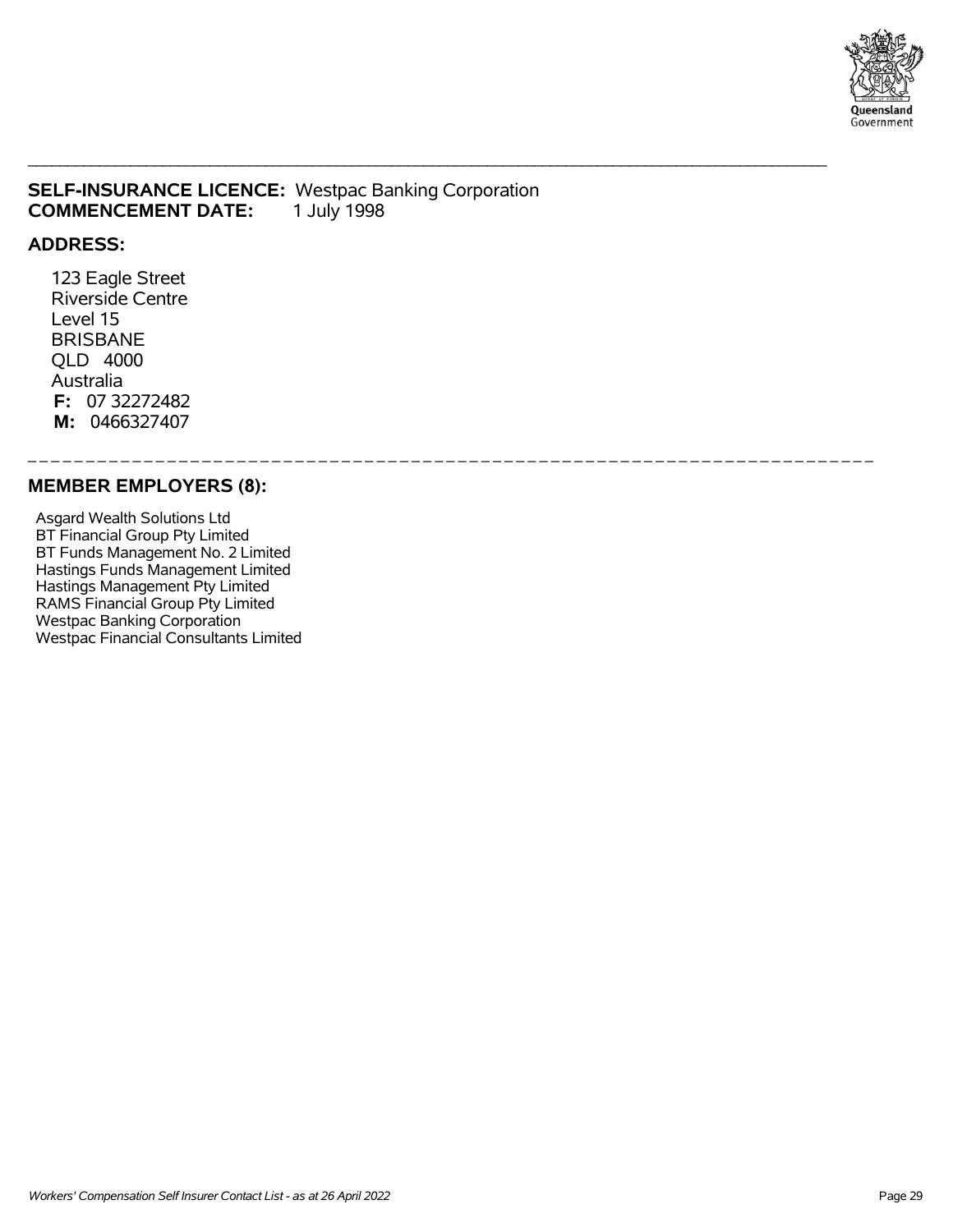**SELF-INSURANCE LICENCE:** Westpac Banking Corporation
**COMMENCEMENT DATE:** 1 July 1998

**ADDRESS:**

123 Eagle Street
Riverside Centre
Level 15
BRISBANE
QLD 4000
Australia
**F:** 07 32272482
**M:** 0466327407

## MEMBER EMPLOYERS (8):

Asgard Wealth Solutions Ltd
BT Financial Group Pty Limited
BT Funds Management No. 2 Limited
Hastings Funds Management Limited
Hastings Management Pty Limited
RAMS Financial Group Pty Limited
Westpac Banking Corporation
Westpac Financial Consultants Limited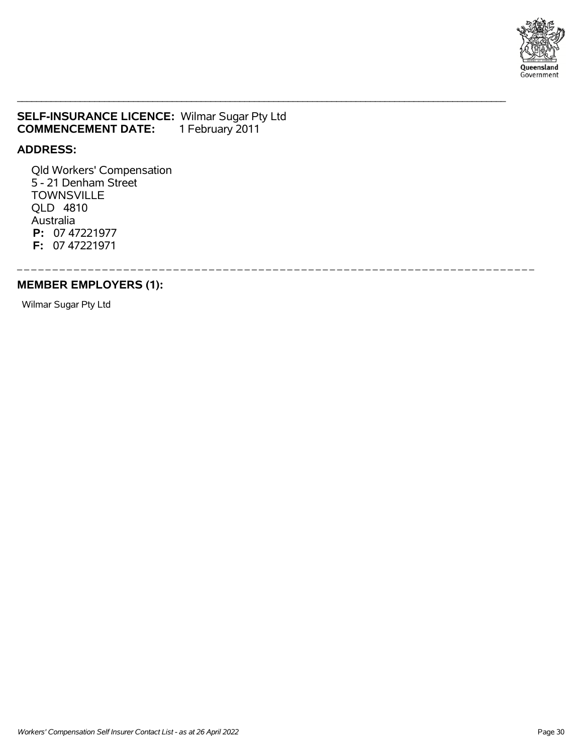**SELF-INSURANCE LICENCE:** Wilmar Sugar Pty Ltd
**COMMENCEMENT DATE:** 1 February 2011

**ADDRESS:**

Qld Workers' Compensation
5 - 21 Denham Street
TOWNSVILLE
QLD 4810
Australia
**P:** 07 47221977
**F:** 07 47221971

**MEMBER EMPLOYERS (1):**

Wilmar Sugar Pty Ltd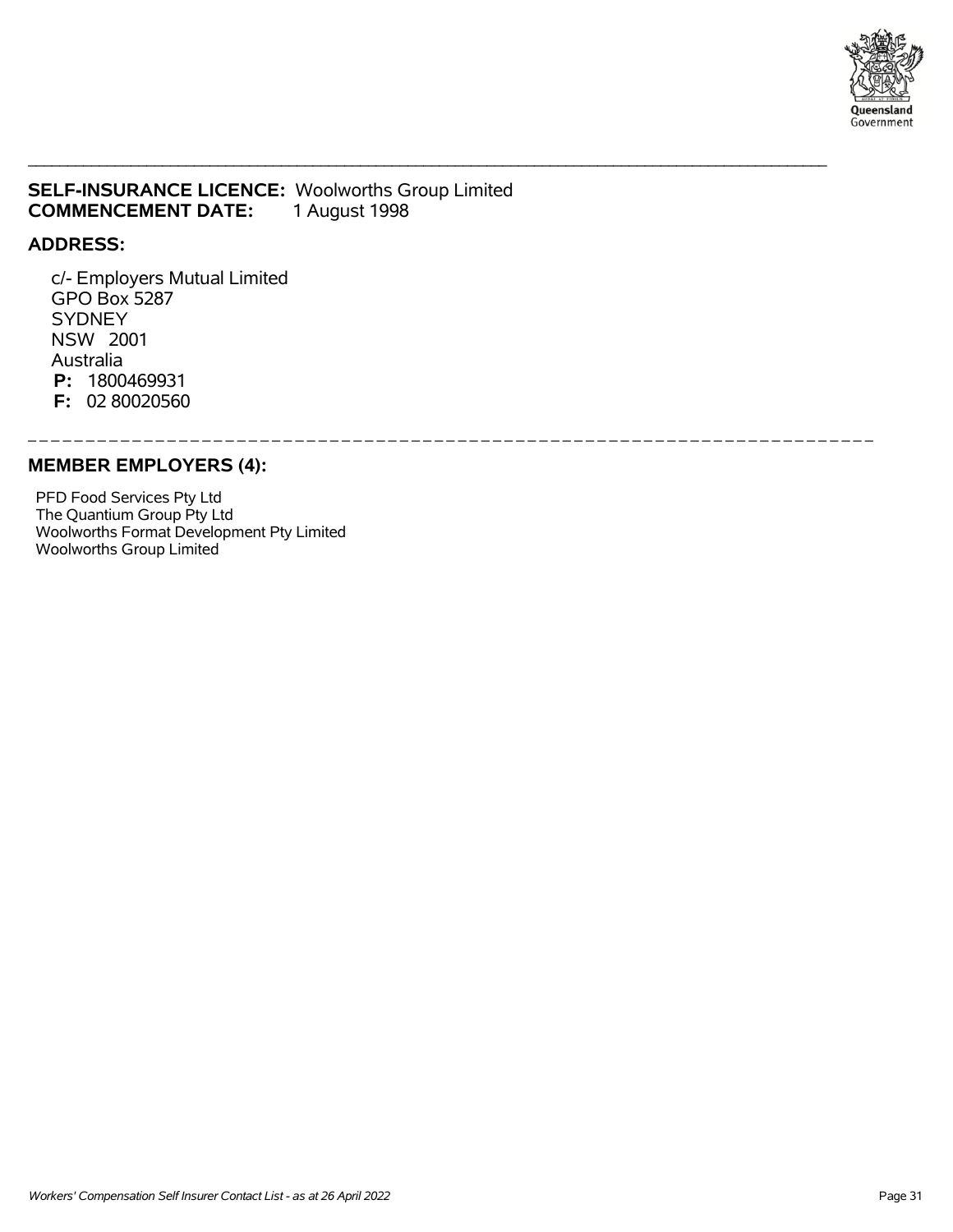**SELF-INSURANCE LICENCE:** Woolworths Group Limited
**COMMENCEMENT DATE:** 1 August 1998

**ADDRESS:**

c/- Employers Mutual Limited
GPO Box 5287
SYDNEY
NSW 2001
Australia
**P:** 1800469931
**F:** 02 80020560

**MEMBER EMPLOYERS (4):**

PFD Food Services Pty Ltd
The Quantium Group Pty Ltd
Woolworths Format Development Pty Limited
Woolworths Group Limited